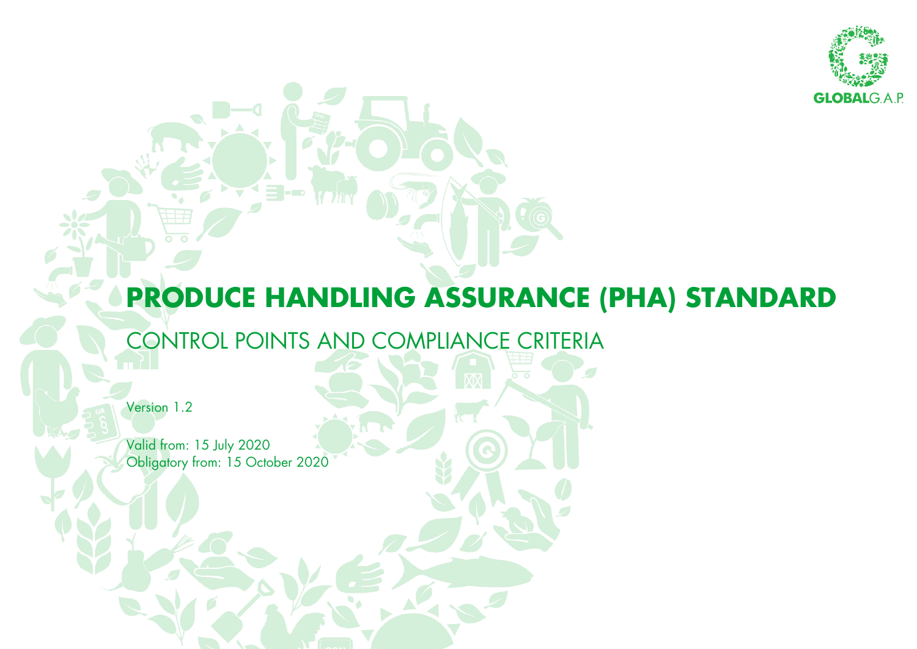# PRODUCE HANDLING ASSURANCE (PHA) STANDARD

## CONTROL POINTS AND COMPLIANCE CRITERIA

Version 1.2

Valid from: 15 July 2020
Obligatory from: 15 October 2020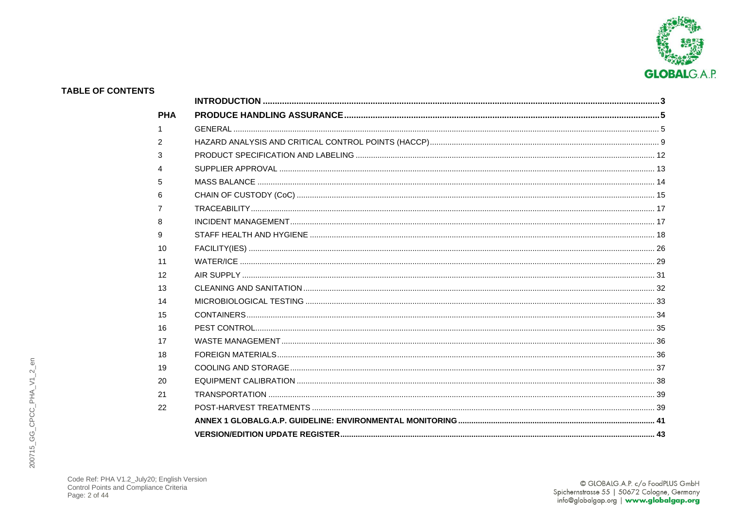## TABLE OF CONTENTS

| | | |
|---|---|---|
| | **INTRODUCTION** | **3** |
| **PHA** | **PRODUCE HANDLING ASSURANCE** | **5** |
| 1 | GENERAL | 5 |
| 2 | HAZARD ANALYSIS AND CRITICAL CONTROL POINTS (HACCP) | 9 |
| 3 | PRODUCT SPECIFICATION AND LABELING | 12 |
| 4 | SUPPLIER APPROVAL | 13 |
| 5 | MASS BALANCE | 14 |
| 6 | CHAIN OF CUSTODY (CoC) | 15 |
| 7 | TRACEABILITY | 17 |
| 8 | INCIDENT MANAGEMENT | 17 |
| 9 | STAFF HEALTH AND HYGIENE | 18 |
| 10 | FACILITY(IES) | 26 |
| 11 | WATER/ICE | 29 |
| 12 | AIR SUPPLY | 31 |
| 13 | CLEANING AND SANITATION | 32 |
| 14 | MICROBIOLOGICAL TESTING | 33 |
| 15 | CONTAINERS | 34 |
| 16 | PEST CONTROL | 35 |
| 17 | WASTE MANAGEMENT | 36 |
| 18 | FOREIGN MATERIALS | 36 |
| 19 | COOLING AND STORAGE | 37 |
| 20 | EQUIPMENT CALIBRATION | 38 |
| 21 | TRANSPORTATION | 39 |
| 22 | POST-HARVEST TREATMENTS | 39 |
| | **ANNEX 1 GLOBALG.A.P. GUIDELINE: ENVIRONMENTAL MONITORING** | **41** |
| | **VERSION/EDITION UPDATE REGISTER** | **43** |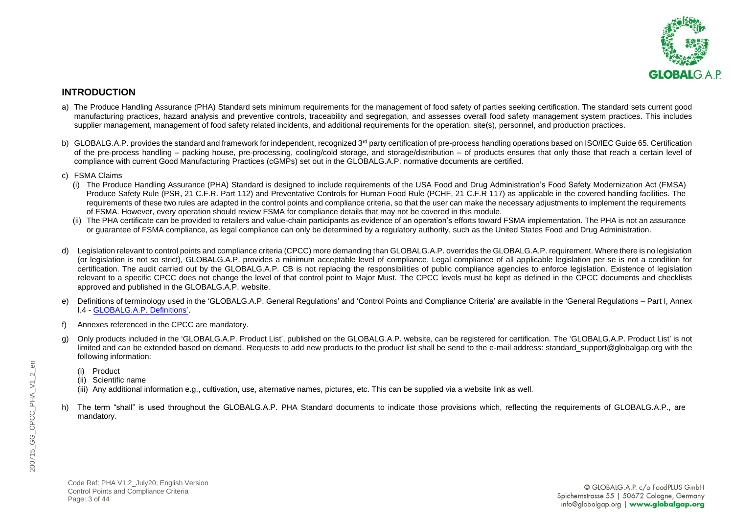## INTRODUCTION

a) The Produce Handling Assurance (PHA) Standard sets minimum requirements for the management of food safety of parties seeking certification. The standard sets current good manufacturing practices, hazard analysis and preventive controls, traceability and segregation, and assesses overall food safety management system practices. This includes supplier management, management of food safety related incidents, and additional requirements for the operation, site(s), personnel, and production practices.

b) GLOBALG.A.P. provides the standard and framework for independent, recognized 3rd party certification of pre-process handling operations based on ISO/IEC Guide 65. Certification of the pre-process handling – packing house, pre-processing, cooling/cold storage, and storage/distribution – of products ensures that only those that reach a certain level of compliance with current Good Manufacturing Practices (cGMPs) set out in the GLOBALG.A.P. normative documents are certified.

c) FSMA Claims

  (i) The Produce Handling Assurance (PHA) Standard is designed to include requirements of the USA Food and Drug Administration's Food Safety Modernization Act (FMSA) Produce Safety Rule (PSR, 21 C.F.R. Part 112) and Preventative Controls for Human Food Rule (PCHF, 21 C.F.R 117) as applicable in the covered handling facilities. The requirements of these two rules are adapted in the control points and compliance criteria, so that the user can make the necessary adjustments to implement the requirements of FSMA. However, every operation should review FSMA for compliance details that may not be covered in this module.

  (ii) The PHA certificate can be provided to retailers and value-chain participants as evidence of an operation's efforts toward FSMA implementation. The PHA is not an assurance or guarantee of FSMA compliance, as legal compliance can only be determined by a regulatory authority, such as the United States Food and Drug Administration.

d) Legislation relevant to control points and compliance criteria (CPCC) more demanding than GLOBALG.A.P. overrides the GLOBALG.A.P. requirement. Where there is no legislation (or legislation is not so strict), GLOBALG.A.P. provides a minimum acceptable level of compliance. Legal compliance of all applicable legislation per se is not a condition for certification. The audit carried out by the GLOBALG.A.P. CB is not replacing the responsibilities of public compliance agencies to enforce legislation. Existence of legislation relevant to a specific CPCC does not change the level of that control point to Major Must. The CPCC levels must be kept as defined in the CPCC documents and checklists approved and published in the GLOBALG.A.P. website.

e) Definitions of terminology used in the 'GLOBALG.A.P. General Regulations' and 'Control Points and Compliance Criteria' are available in the 'General Regulations – Part I, Annex I.4 - GLOBALG.A.P. Definitions'.

f) Annexes referenced in the CPCC are mandatory.

g) Only products included in the 'GLOBALG.A.P. Product List', published on the GLOBALG.A.P. website, can be registered for certification. The 'GLOBALG.A.P. Product List' is not limited and can be extended based on demand. Requests to add new products to the product list shall be send to the e-mail address: standard_support@globalgap.org with the following information:

  (i) Product

  (ii) Scientific name

  (iii) Any additional information e.g., cultivation, use, alternative names, pictures, etc. This can be supplied via a website link as well.

h) The term "shall" is used throughout the GLOBALG.A.P. PHA Standard documents to indicate those provisions which, reflecting the requirements of GLOBALG.A.P., are mandatory.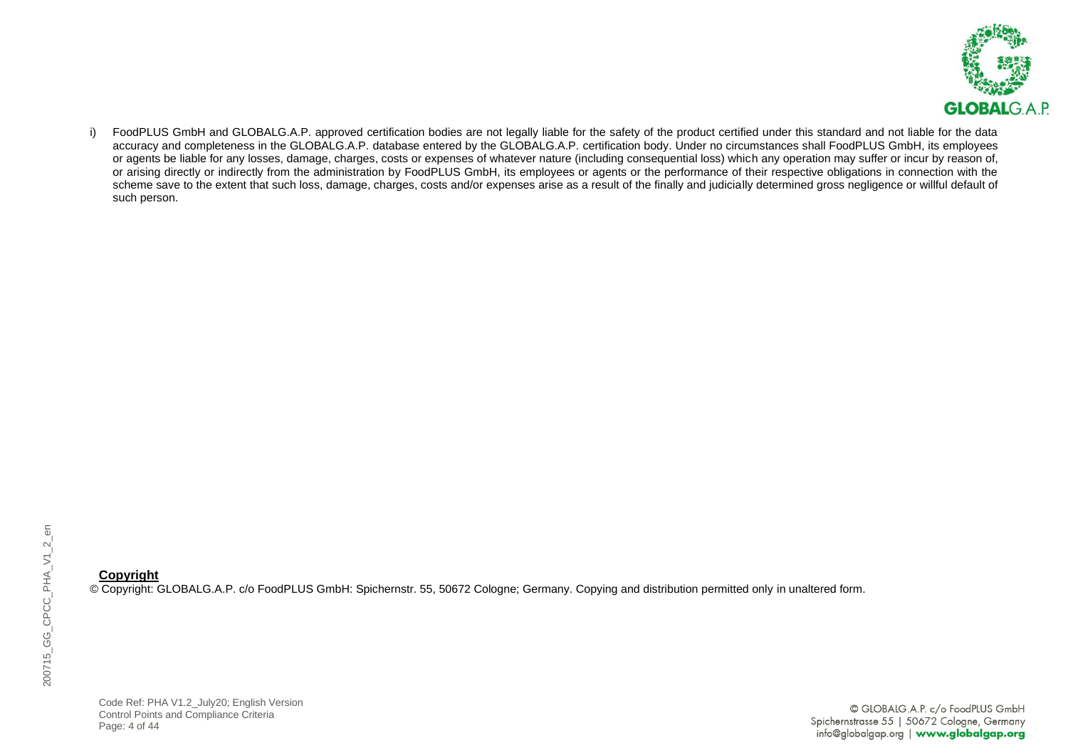i) FoodPLUS GmbH and GLOBALG.A.P. approved certification bodies are not legally liable for the safety of the product certified under this standard and not liable for the data accuracy and completeness in the GLOBALG.A.P. database entered by the GLOBALG.A.P. certification body. Under no circumstances shall FoodPLUS GmbH, its employees or agents be liable for any losses, damage, charges, costs or expenses of whatever nature (including consequential loss) which any operation may suffer or incur by reason of, or arising directly or indirectly from the administration by FoodPLUS GmbH, its employees or agents or the performance of their respective obligations in connection with the scheme save to the extent that such loss, damage, charges, costs and/or expenses arise as a result of the finally and judicially determined gross negligence or willful default of such person.

**Copyright**

© Copyright: GLOBALG.A.P. c/o FoodPLUS GmbH: Spichernstr. 55, 50672 Cologne; Germany. Copying and distribution permitted only in unaltered form.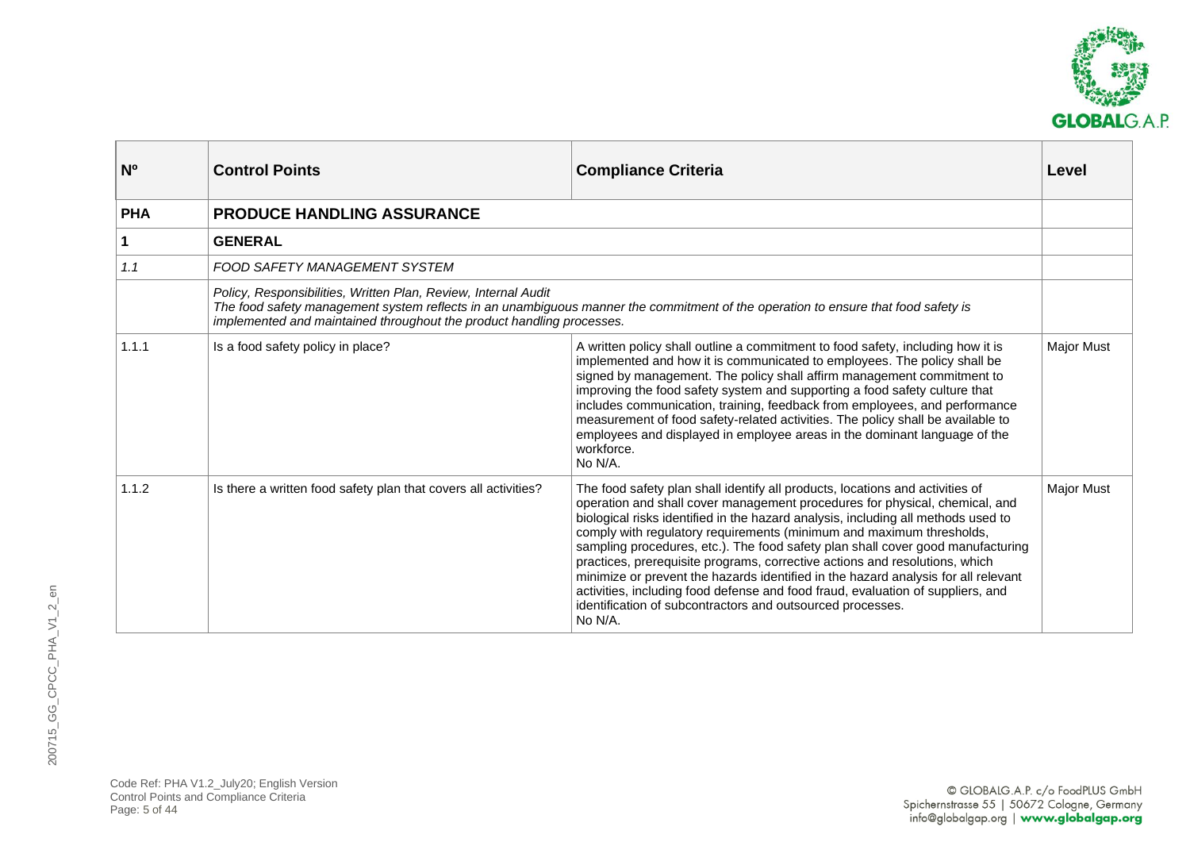| Nº | Control Points | Compliance Criteria | Level |
|---|---|---|---|
| **PHA** | **PRODUCE HANDLING ASSURANCE** | | |
| **1** | **GENERAL** | | |
| *1.1* | *FOOD SAFETY MANAGEMENT SYSTEM* | | |
| | *Policy, Responsibilities, Written Plan, Review, Internal Audit* *The food safety management system reflects in an unambiguous manner the commitment of the operation to ensure that food safety is implemented and maintained throughout the product handling processes.* | | |
| 1.1.1 | Is a food safety policy in place? | A written policy shall outline a commitment to food safety, including how it is implemented and how it is communicated to employees. The policy shall be signed by management. The policy shall affirm management commitment to improving the food safety system and supporting a food safety culture that includes communication, training, feedback from employees, and performance measurement of food safety-related activities. The policy shall be available to employees and displayed in employee areas in the dominant language of the workforce. No N/A. | Major Must |
| 1.1.2 | Is there a written food safety plan that covers all activities? | The food safety plan shall identify all products, locations and activities of operation and shall cover management procedures for physical, chemical, and biological risks identified in the hazard analysis, including all methods used to comply with regulatory requirements (minimum and maximum thresholds, sampling procedures, etc.). The food safety plan shall cover good manufacturing practices, prerequisite programs, corrective actions and resolutions, which minimize or prevent the hazards identified in the hazard analysis for all relevant activities, including food defense and food fraud, evaluation of suppliers, and identification of subcontractors and outsourced processes. No N/A. | Major Must |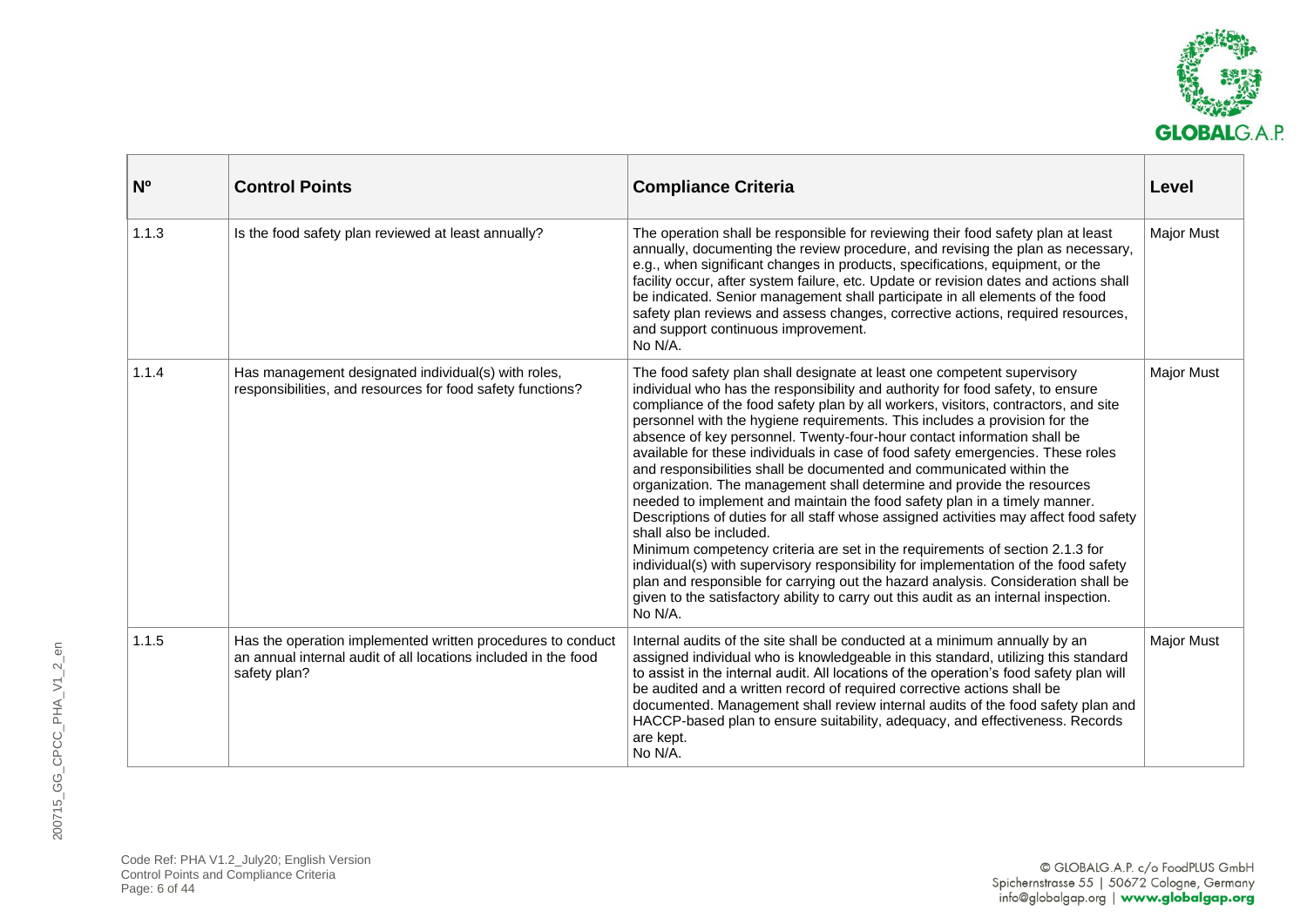| Nº | Control Points | Compliance Criteria | Level |
|---|---|---|---|
| 1.1.3 | Is the food safety plan reviewed at least annually? | The operation shall be responsible for reviewing their food safety plan at least annually, documenting the review procedure, and revising the plan as necessary, e.g., when significant changes in products, specifications, equipment, or the facility occur, after system failure, etc. Update or revision dates and actions shall be indicated. Senior management shall participate in all elements of the food safety plan reviews and assess changes, corrective actions, required resources, and support continuous improvement.<br>No N/A. | Major Must |
| 1.1.4 | Has management designated individual(s) with roles, responsibilities, and resources for food safety functions? | The food safety plan shall designate at least one competent supervisory individual who has the responsibility and authority for food safety, to ensure compliance of the food safety plan by all workers, visitors, contractors, and site personnel with the hygiene requirements. This includes a provision for the absence of key personnel. Twenty-four-hour contact information shall be available for these individuals in case of food safety emergencies. These roles and responsibilities shall be documented and communicated within the organization. The management shall determine and provide the resources needed to implement and maintain the food safety plan in a timely manner. Descriptions of duties for all staff whose assigned activities may affect food safety shall also be included.<br>Minimum competency criteria are set in the requirements of section 2.1.3 for individual(s) with supervisory responsibility for implementation of the food safety plan and responsible for carrying out the hazard analysis. Consideration shall be given to the satisfactory ability to carry out this audit as an internal inspection.<br>No N/A. | Major Must |
| 1.1.5 | Has the operation implemented written procedures to conduct an annual internal audit of all locations included in the food safety plan? | Internal audits of the site shall be conducted at a minimum annually by an assigned individual who is knowledgeable in this standard, utilizing this standard to assist in the internal audit. All locations of the operation's food safety plan will be audited and a written record of required corrective actions shall be documented. Management shall review internal audits of the food safety plan and HACCP-based plan to ensure suitability, adequacy, and effectiveness. Records are kept.<br>No N/A. | Major Must |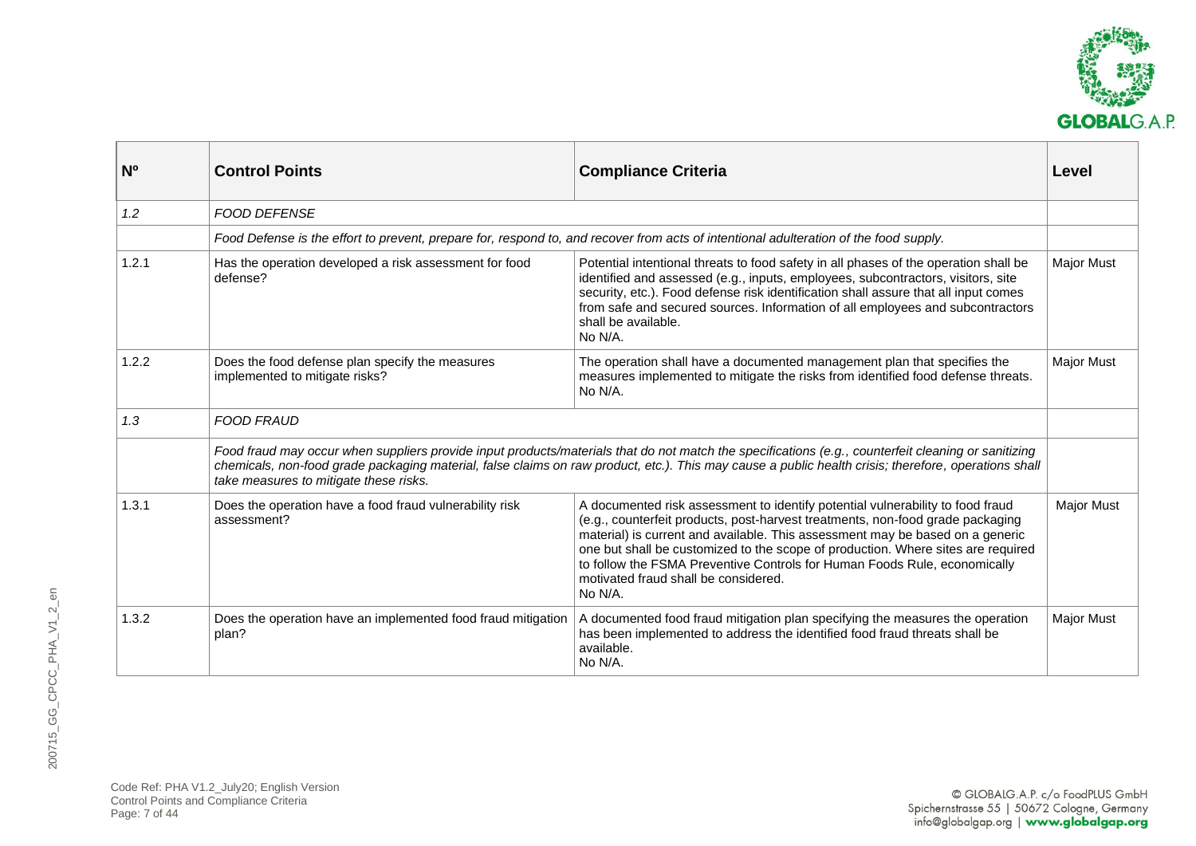| Nº | Control Points | Compliance Criteria | Level |
|---|---|---|---|
| *1.2* | *FOOD DEFENSE* | | |
| | *Food Defense is the effort to prevent, prepare for, respond to, and recover from acts of intentional adulteration of the food supply.* | | |
| 1.2.1 | Has the operation developed a risk assessment for food defense? | Potential intentional threats to food safety in all phases of the operation shall be identified and assessed (e.g., inputs, employees, subcontractors, visitors, site security, etc.). Food defense risk identification shall assure that all input comes from safe and secured sources. Information of all employees and subcontractors shall be available.<br>No N/A. | Major Must |
| 1.2.2 | Does the food defense plan specify the measures implemented to mitigate risks? | The operation shall have a documented management plan that specifies the measures implemented to mitigate the risks from identified food defense threats.<br>No N/A. | Major Must |
| *1.3* | *FOOD FRAUD* | | |
| | *Food fraud may occur when suppliers provide input products/materials that do not match the specifications (e.g., counterfeit cleaning or sanitizing chemicals, non-food grade packaging material, false claims on raw product, etc.). This may cause a public health crisis; therefore, operations shall take measures to mitigate these risks.* | | |
| 1.3.1 | Does the operation have a food fraud vulnerability risk assessment? | A documented risk assessment to identify potential vulnerability to food fraud (e.g., counterfeit products, post-harvest treatments, non-food grade packaging material) is current and available. This assessment may be based on a generic one but shall be customized to the scope of production. Where sites are required to follow the FSMA Preventive Controls for Human Foods Rule, economically motivated fraud shall be considered.<br>No N/A. | Major Must |
| 1.3.2 | Does the operation have an implemented food fraud mitigation plan? | A documented food fraud mitigation plan specifying the measures the operation has been implemented to address the identified food fraud threats shall be available.<br>No N/A. | Major Must |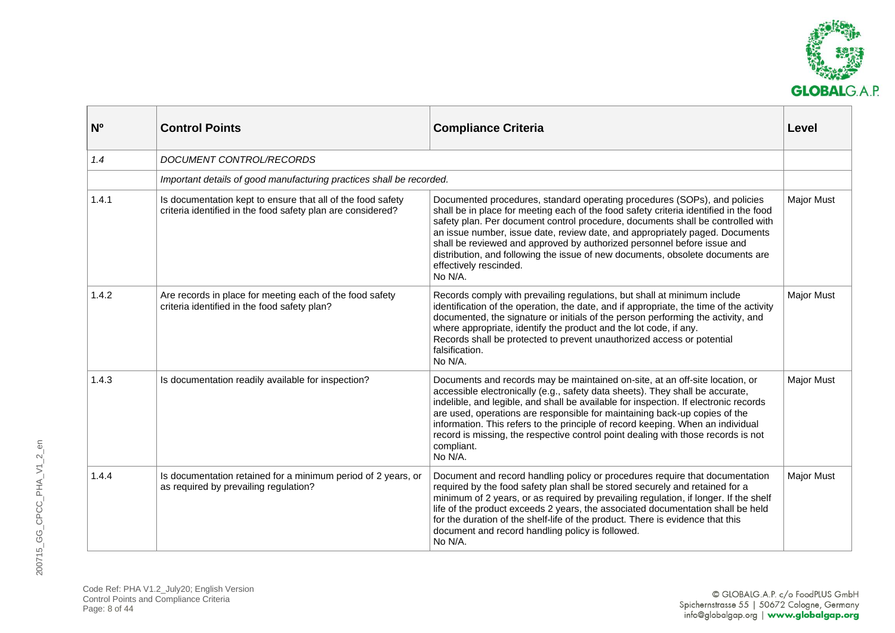| Nº | Control Points | Compliance Criteria | Level |
|---|---|---|---|
| *1.4* | *DOCUMENT CONTROL/RECORDS* | | |
| | *Important details of good manufacturing practices shall be recorded.* | | |
| 1.4.1 | Is documentation kept to ensure that all of the food safety criteria identified in the food safety plan are considered? | Documented procedures, standard operating procedures (SOPs), and policies shall be in place for meeting each of the food safety criteria identified in the food safety plan. Per document control procedure, documents shall be controlled with an issue number, issue date, review date, and appropriately paged. Documents shall be reviewed and approved by authorized personnel before issue and distribution, and following the issue of new documents, obsolete documents are effectively rescinded.<br>No N/A. | Major Must |
| 1.4.2 | Are records in place for meeting each of the food safety criteria identified in the food safety plan? | Records comply with prevailing regulations, but shall at minimum include identification of the operation, the date, and if appropriate, the time of the activity documented, the signature or initials of the person performing the activity, and where appropriate, identify the product and the lot code, if any.<br>Records shall be protected to prevent unauthorized access or potential falsification.<br>No N/A. | Major Must |
| 1.4.3 | Is documentation readily available for inspection? | Documents and records may be maintained on-site, at an off-site location, or accessible electronically (e.g., safety data sheets). They shall be accurate, indelible, and legible, and shall be available for inspection. If electronic records are used, operations are responsible for maintaining back-up copies of the information. This refers to the principle of record keeping. When an individual record is missing, the respective control point dealing with those records is not compliant.<br>No N/A. | Major Must |
| 1.4.4 | Is documentation retained for a minimum period of 2 years, or as required by prevailing regulation? | Document and record handling policy or procedures require that documentation required by the food safety plan shall be stored securely and retained for a minimum of 2 years, or as required by prevailing regulation, if longer. If the shelf life of the product exceeds 2 years, the associated documentation shall be held for the duration of the shelf-life of the product. There is evidence that this document and record handling policy is followed.<br>No N/A. | Major Must |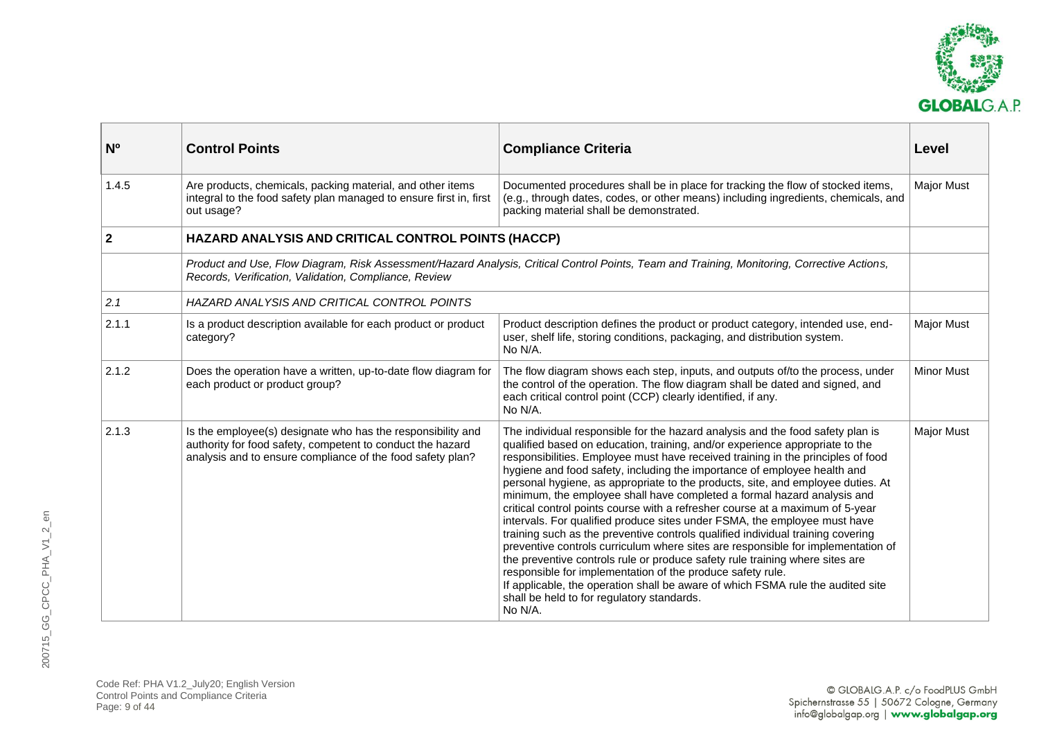| Nº | Control Points | Compliance Criteria | Level |
|---|---|---|---|
| 1.4.5 | Are products, chemicals, packing material, and other items integral to the food safety plan managed to ensure first in, first out usage? | Documented procedures shall be in place for tracking the flow of stocked items, (e.g., through dates, codes, or other means) including ingredients, chemicals, and packing material shall be demonstrated. | Major Must |
| **2** | **HAZARD ANALYSIS AND CRITICAL CONTROL POINTS (HACCP)** | | |
| | *Product and Use, Flow Diagram, Risk Assessment/Hazard Analysis, Critical Control Points, Team and Training, Monitoring, Corrective Actions, Records, Verification, Validation, Compliance, Review* | | |
| *2.1* | *HAZARD ANALYSIS AND CRITICAL CONTROL POINTS* | | |
| 2.1.1 | Is a product description available for each product or product category? | Product description defines the product or product category, intended use, end-user, shelf life, storing conditions, packaging, and distribution system.<br>No N/A. | Major Must |
| 2.1.2 | Does the operation have a written, up-to-date flow diagram for each product or product group? | The flow diagram shows each step, inputs, and outputs of/to the process, under the control of the operation. The flow diagram shall be dated and signed, and each critical control point (CCP) clearly identified, if any.<br>No N/A. | Minor Must |
| 2.1.3 | Is the employee(s) designate who has the responsibility and authority for food safety, competent to conduct the hazard analysis and to ensure compliance of the food safety plan? | The individual responsible for the hazard analysis and the food safety plan is qualified based on education, training, and/or experience appropriate to the responsibilities. Employee must have received training in the principles of food hygiene and food safety, including the importance of employee health and personal hygiene, as appropriate to the products, site, and employee duties. At minimum, the employee shall have completed a formal hazard analysis and critical control points course with a refresher course at a maximum of 5-year intervals. For qualified produce sites under FSMA, the employee must have training such as the preventive controls qualified individual training covering preventive controls curriculum where sites are responsible for implementation of the preventive controls rule or produce safety rule training where sites are responsible for implementation of the produce safety rule.<br>If applicable, the operation shall be aware of which FSMA rule the audited site shall be held to for regulatory standards.<br>No N/A. | Major Must |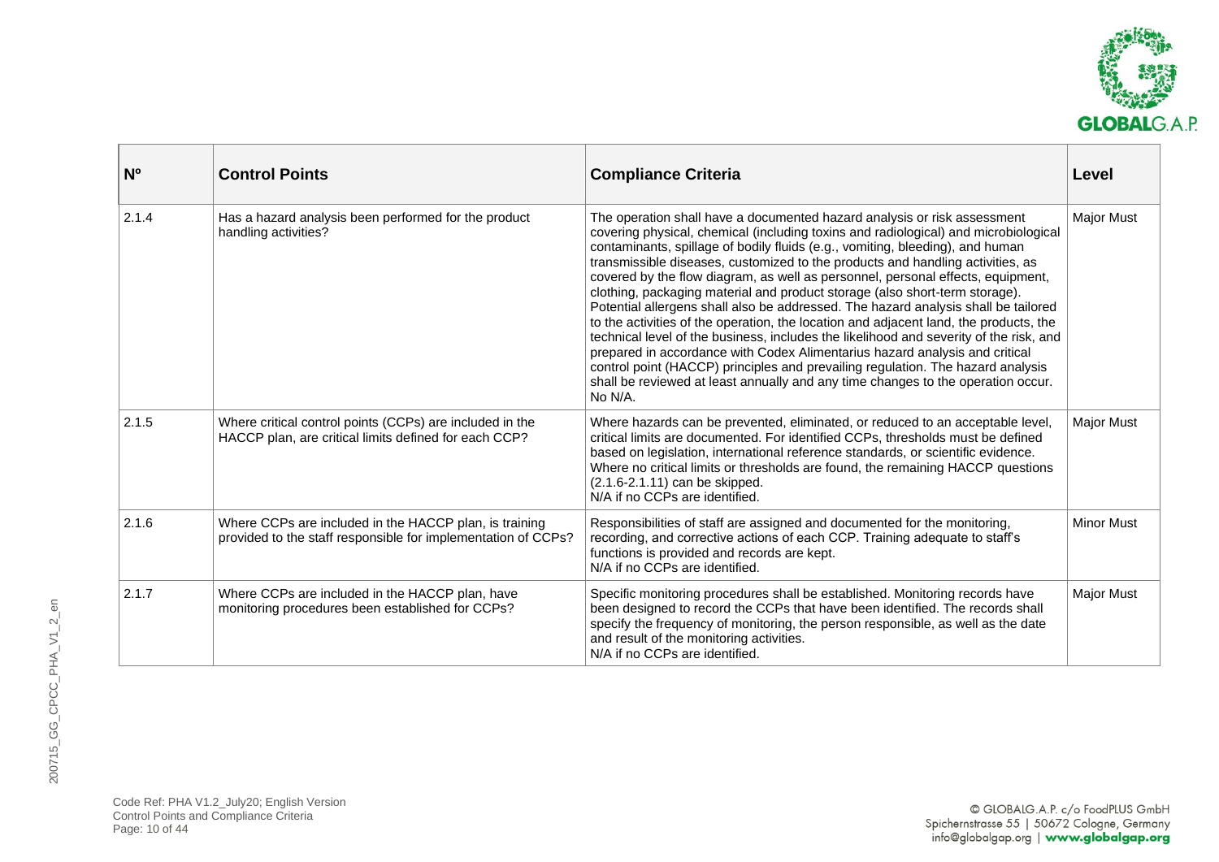| Nº | Control Points | Compliance Criteria | Level |
|---|---|---|---|
| 2.1.4 | Has a hazard analysis been performed for the product handling activities? | The operation shall have a documented hazard analysis or risk assessment covering physical, chemical (including toxins and radiological) and microbiological contaminants, spillage of bodily fluids (e.g., vomiting, bleeding), and human transmissible diseases, customized to the products and handling activities, as covered by the flow diagram, as well as personnel, personal effects, equipment, clothing, packaging material and product storage (also short-term storage). Potential allergens shall also be addressed. The hazard analysis shall be tailored to the activities of the operation, the location and adjacent land, the products, the technical level of the business, includes the likelihood and severity of the risk, and prepared in accordance with Codex Alimentarius hazard analysis and critical control point (HACCP) principles and prevailing regulation. The hazard analysis shall be reviewed at least annually and any time changes to the operation occur. No N/A. | Major Must |
| 2.1.5 | Where critical control points (CCPs) are included in the HACCP plan, are critical limits defined for each CCP? | Where hazards can be prevented, eliminated, or reduced to an acceptable level, critical limits are documented. For identified CCPs, thresholds must be defined based on legislation, international reference standards, or scientific evidence. Where no critical limits or thresholds are found, the remaining HACCP questions (2.1.6-2.1.11) can be skipped.<br>N/A if no CCPs are identified. | Major Must |
| 2.1.6 | Where CCPs are included in the HACCP plan, is training provided to the staff responsible for implementation of CCPs? | Responsibilities of staff are assigned and documented for the monitoring, recording, and corrective actions of each CCP. Training adequate to staff's functions is provided and records are kept.<br>N/A if no CCPs are identified. | Minor Must |
| 2.1.7 | Where CCPs are included in the HACCP plan, have monitoring procedures been established for CCPs? | Specific monitoring procedures shall be established. Monitoring records have been designed to record the CCPs that have been identified. The records shall specify the frequency of monitoring, the person responsible, as well as the date and result of the monitoring activities.<br>N/A if no CCPs are identified. | Major Must |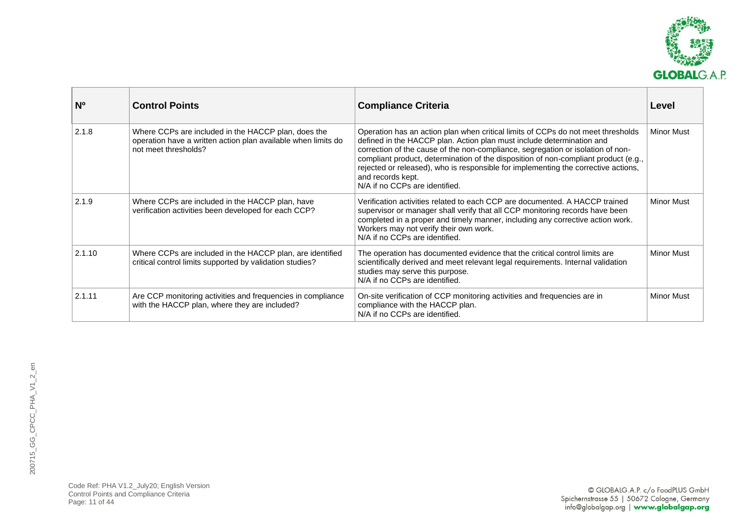| Nº | Control Points | Compliance Criteria | Level |
|---|---|---|---|
| 2.1.8 | Where CCPs are included in the HACCP plan, does the operation have a written action plan available when limits do not meet thresholds? | Operation has an action plan when critical limits of CCPs do not meet thresholds defined in the HACCP plan. Action plan must include determination and correction of the cause of the non-compliance, segregation or isolation of non-compliant product, determination of the disposition of non-compliant product (e.g., rejected or released), who is responsible for implementing the corrective actions, and records kept.<br>N/A if no CCPs are identified. | Minor Must |
| 2.1.9 | Where CCPs are included in the HACCP plan, have verification activities been developed for each CCP? | Verification activities related to each CCP are documented. A HACCP trained supervisor or manager shall verify that all CCP monitoring records have been completed in a proper and timely manner, including any corrective action work. Workers may not verify their own work.<br>N/A if no CCPs are identified. | Minor Must |
| 2.1.10 | Where CCPs are included in the HACCP plan, are identified critical control limits supported by validation studies? | The operation has documented evidence that the critical control limits are scientifically derived and meet relevant legal requirements. Internal validation studies may serve this purpose.<br>N/A if no CCPs are identified. | Minor Must |
| 2.1.11 | Are CCP monitoring activities and frequencies in compliance with the HACCP plan, where they are included? | On-site verification of CCP monitoring activities and frequencies are in compliance with the HACCP plan.<br>N/A if no CCPs are identified. | Minor Must |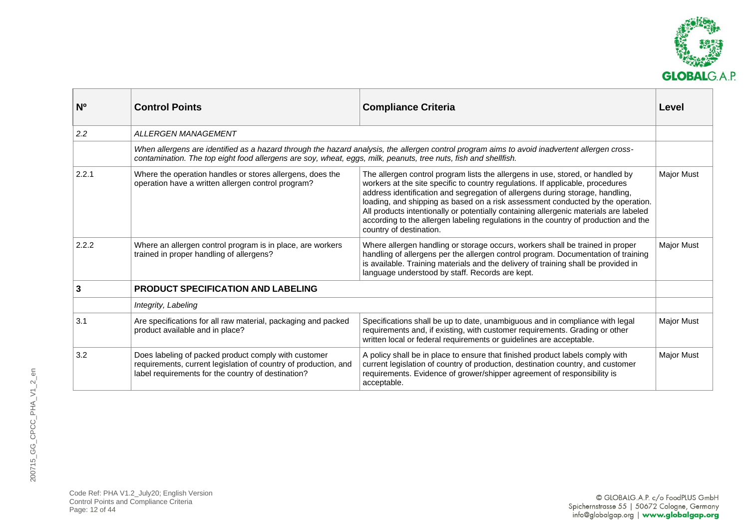| Nº | Control Points | Compliance Criteria | Level |
|---|---|---|---|
| *2.2* | *ALLERGEN MANAGEMENT* | | |
| | *When allergens are identified as a hazard through the hazard analysis, the allergen control program aims to avoid inadvertent allergen cross-contamination. The top eight food allergens are soy, wheat, eggs, milk, peanuts, tree nuts, fish and shellfish.* | | |
| 2.2.1 | Where the operation handles or stores allergens, does the operation have a written allergen control program? | The allergen control program lists the allergens in use, stored, or handled by workers at the site specific to country regulations. If applicable, procedures address identification and segregation of allergens during storage, handling, loading, and shipping as based on a risk assessment conducted by the operation. All products intentionally or potentially containing allergenic materials are labeled according to the allergen labeling regulations in the country of production and the country of destination. | Major Must |
| 2.2.2 | Where an allergen control program is in place, are workers trained in proper handling of allergens? | Where allergen handling or storage occurs, workers shall be trained in proper handling of allergens per the allergen control program. Documentation of training is available. Training materials and the delivery of training shall be provided in language understood by staff. Records are kept. | Major Must |
| **3** | **PRODUCT SPECIFICATION AND LABELING** | | |
| | *Integrity, Labeling* | | |
| 3.1 | Are specifications for all raw material, packaging and packed product available and in place? | Specifications shall be up to date, unambiguous and in compliance with legal requirements and, if existing, with customer requirements. Grading or other written local or federal requirements or guidelines are acceptable. | Major Must |
| 3.2 | Does labeling of packed product comply with customer requirements, current legislation of country of production, and label requirements for the country of destination? | A policy shall be in place to ensure that finished product labels comply with current legislation of country of production, destination country, and customer requirements. Evidence of grower/shipper agreement of responsibility is acceptable. | Major Must |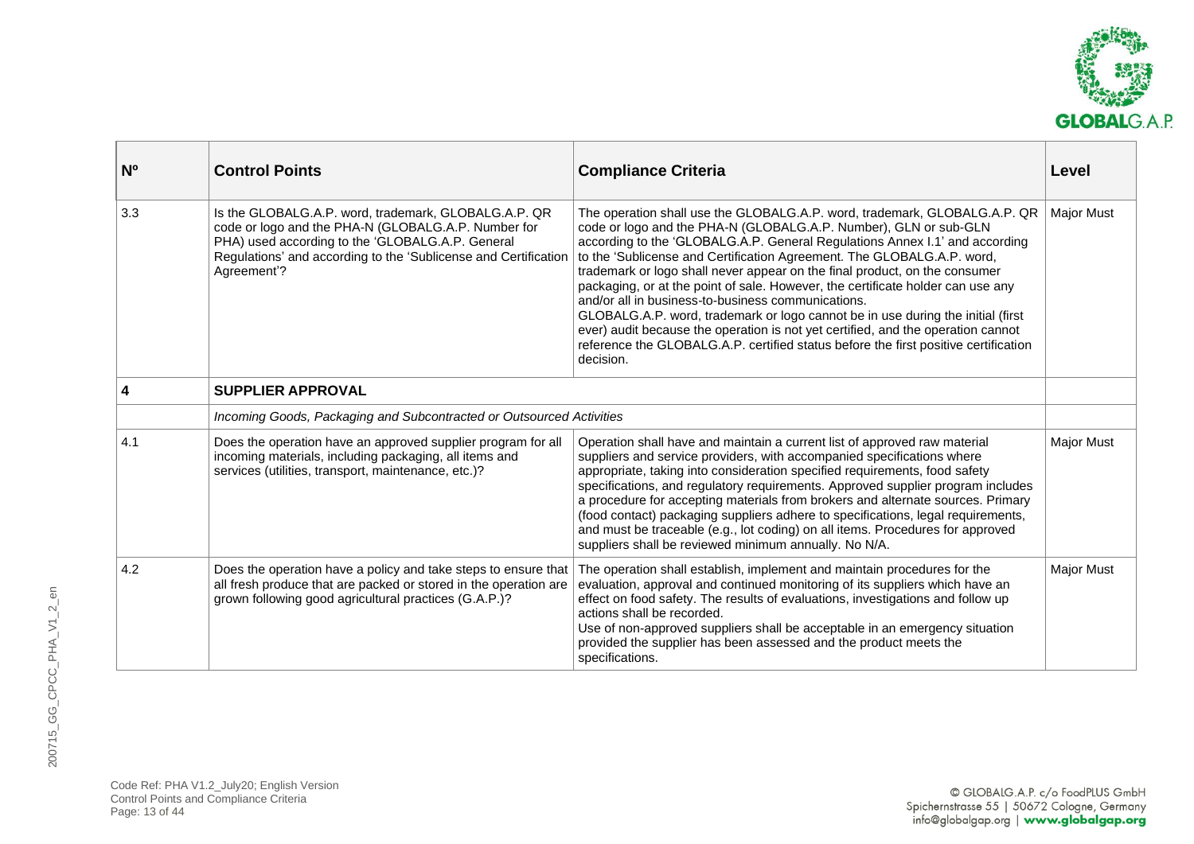| Nº | Control Points | Compliance Criteria | Level |
|---|---|---|---|
| 3.3 | Is the GLOBALG.A.P. word, trademark, GLOBALG.A.P. QR code or logo and the PHA-N (GLOBALG.A.P. Number for PHA) used according to the 'GLOBALG.A.P. General Regulations' and according to the 'Sublicense and Certification Agreement'? | The operation shall use the GLOBALG.A.P. word, trademark, GLOBALG.A.P. QR code or logo and the PHA-N (GLOBALG.A.P. Number), GLN or sub-GLN according to the 'GLOBALG.A.P. General Regulations Annex I.1' and according to the 'Sublicense and Certification Agreement. The GLOBALG.A.P. word, trademark or logo shall never appear on the final product, on the consumer packaging, or at the point of sale. However, the certificate holder can use any and/or all in business-to-business communications.<br>GLOBALG.A.P. word, trademark or logo cannot be in use during the initial (first ever) audit because the operation is not yet certified, and the operation cannot reference the GLOBALG.A.P. certified status before the first positive certification decision. | Major Must |
| **4** | **SUPPLIER APPROVAL** | | |
| | *Incoming Goods, Packaging and Subcontracted or Outsourced Activities* | | |
| 4.1 | Does the operation have an approved supplier program for all incoming materials, including packaging, all items and services (utilities, transport, maintenance, etc.)? | Operation shall have and maintain a current list of approved raw material suppliers and service providers, with accompanied specifications where appropriate, taking into consideration specified requirements, food safety specifications, and regulatory requirements. Approved supplier program includes a procedure for accepting materials from brokers and alternate sources. Primary (food contact) packaging suppliers adhere to specifications, legal requirements, and must be traceable (e.g., lot coding) on all items. Procedures for approved suppliers shall be reviewed minimum annually. No N/A. | Major Must |
| 4.2 | Does the operation have a policy and take steps to ensure that all fresh produce that are packed or stored in the operation are grown following good agricultural practices (G.A.P.)? | The operation shall establish, implement and maintain procedures for the evaluation, approval and continued monitoring of its suppliers which have an effect on food safety. The results of evaluations, investigations and follow up actions shall be recorded.<br>Use of non-approved suppliers shall be acceptable in an emergency situation provided the supplier has been assessed and the product meets the specifications. | Major Must |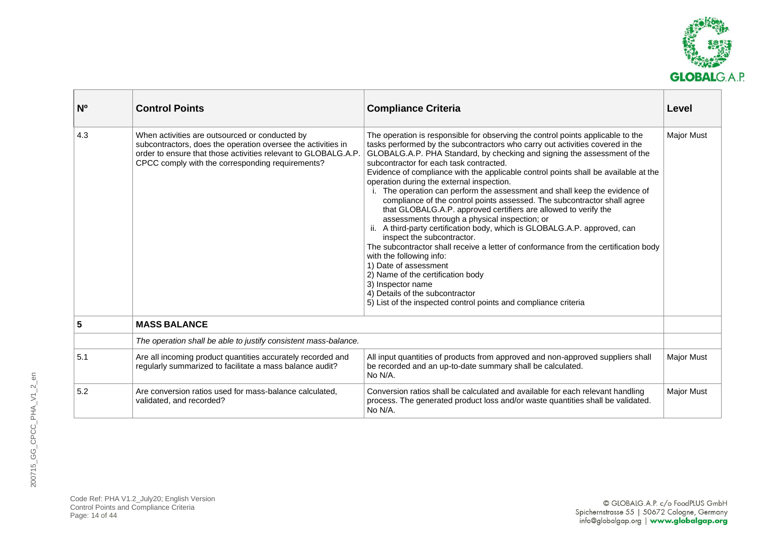| Nº | Control Points | Compliance Criteria | Level |
|---|---|---|---|
| 4.3 | When activities are outsourced or conducted by subcontractors, does the operation oversee the activities in order to ensure that those activities relevant to GLOBALG.A.P. CPCC comply with the corresponding requirements? | The operation is responsible for observing the control points applicable to the tasks performed by the subcontractors who carry out activities covered in the GLOBALG.A.P. PHA Standard, by checking and signing the assessment of the subcontractor for each task contracted.<br>Evidence of compliance with the applicable control points shall be available at the operation during the external inspection.<br>i. The operation can perform the assessment and shall keep the evidence of compliance of the control points assessed. The subcontractor shall agree that GLOBALG.A.P. approved certifiers are allowed to verify the assessments through a physical inspection; or<br>ii. A third-party certification body, which is GLOBALG.A.P. approved, can inspect the subcontractor.<br>The subcontractor shall receive a letter of conformance from the certification body with the following info:<br>1) Date of assessment<br>2) Name of the certification body<br>3) Inspector name<br>4) Details of the subcontractor<br>5) List of the inspected control points and compliance criteria | Major Must |
| **5** | **MASS BALANCE** | | |
| | *The operation shall be able to justify consistent mass-balance.* | | |
| 5.1 | Are all incoming product quantities accurately recorded and regularly summarized to facilitate a mass balance audit? | All input quantities of products from approved and non-approved suppliers shall be recorded and an up-to-date summary shall be calculated.<br>No N/A. | Major Must |
| 5.2 | Are conversion ratios used for mass-balance calculated, validated, and recorded? | Conversion ratios shall be calculated and available for each relevant handling process. The generated product loss and/or waste quantities shall be validated.<br>No N/A. | Major Must |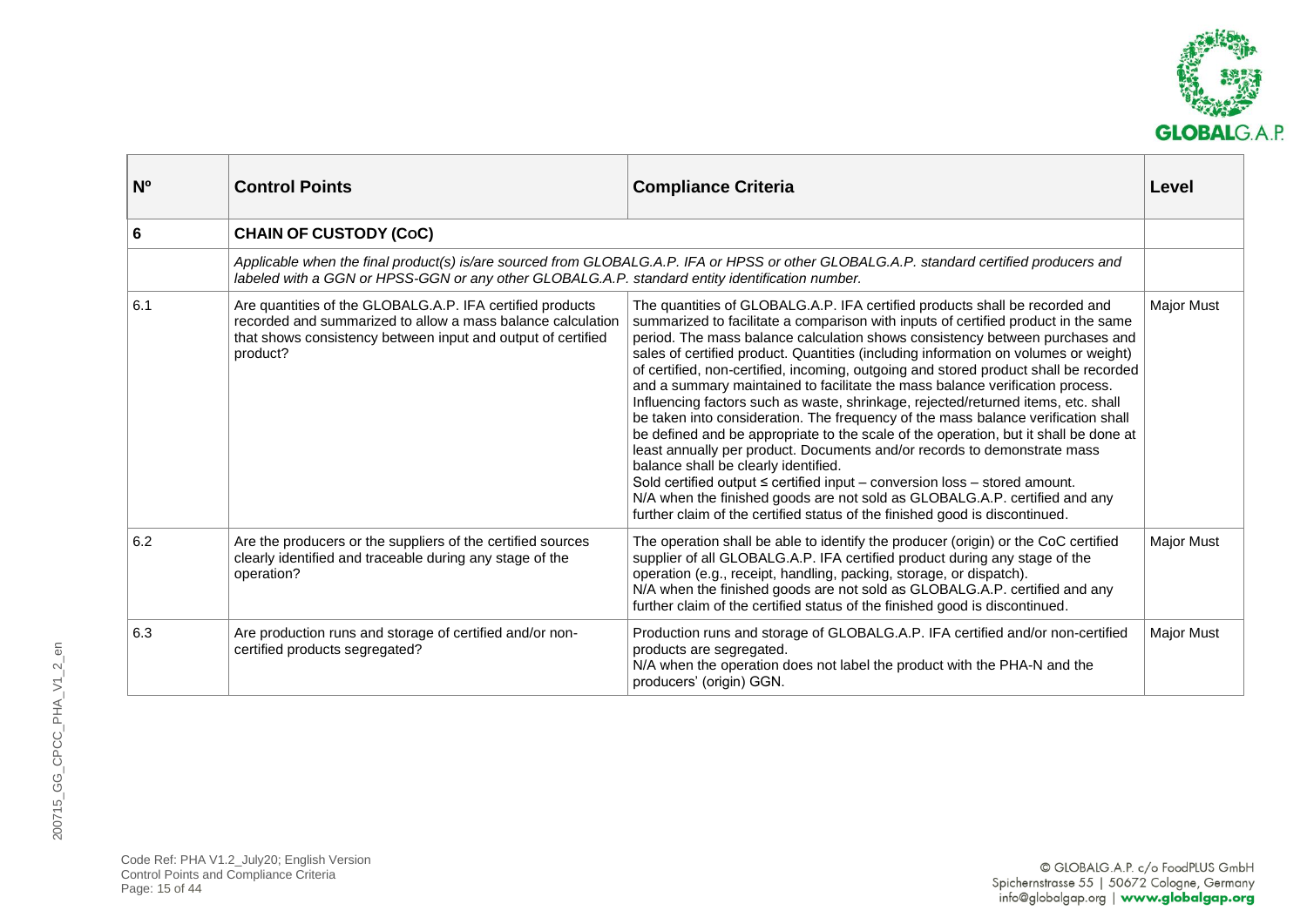| Nº | Control Points | Compliance Criteria | Level |
|---|---|---|---|
| **6** | **CHAIN OF CUSTODY (CoC)** | | |
| | *Applicable when the final product(s) is/are sourced from GLOBALG.A.P. IFA or HPSS or other GLOBALG.A.P. standard certified producers and labeled with a GGN or HPSS-GGN or any other GLOBALG.A.P. standard entity identification number.* | | |
| 6.1 | Are quantities of the GLOBALG.A.P. IFA certified products recorded and summarized to allow a mass balance calculation that shows consistency between input and output of certified product? | The quantities of GLOBALG.A.P. IFA certified products shall be recorded and summarized to facilitate a comparison with inputs of certified product in the same period. The mass balance calculation shows consistency between purchases and sales of certified product. Quantities (including information on volumes or weight) of certified, non-certified, incoming, outgoing and stored product shall be recorded and a summary maintained to facilitate the mass balance verification process. Influencing factors such as waste, shrinkage, rejected/returned items, etc. shall be taken into consideration. The frequency of the mass balance verification shall be defined and be appropriate to the scale of the operation, but it shall be done at least annually per product. Documents and/or records to demonstrate mass balance shall be clearly identified.<br>Sold certified output ≤ certified input – conversion loss – stored amount.<br>N/A when the finished goods are not sold as GLOBALG.A.P. certified and any further claim of the certified status of the finished good is discontinued. | Major Must |
| 6.2 | Are the producers or the suppliers of the certified sources clearly identified and traceable during any stage of the operation? | The operation shall be able to identify the producer (origin) or the CoC certified supplier of all GLOBALG.A.P. IFA certified product during any stage of the operation (e.g., receipt, handling, packing, storage, or dispatch).<br>N/A when the finished goods are not sold as GLOBALG.A.P. certified and any further claim of the certified status of the finished good is discontinued. | Major Must |
| 6.3 | Are production runs and storage of certified and/or non-certified products segregated? | Production runs and storage of GLOBALG.A.P. IFA certified and/or non-certified products are segregated.<br>N/A when the operation does not label the product with the PHA-N and the producers' (origin) GGN. | Major Must |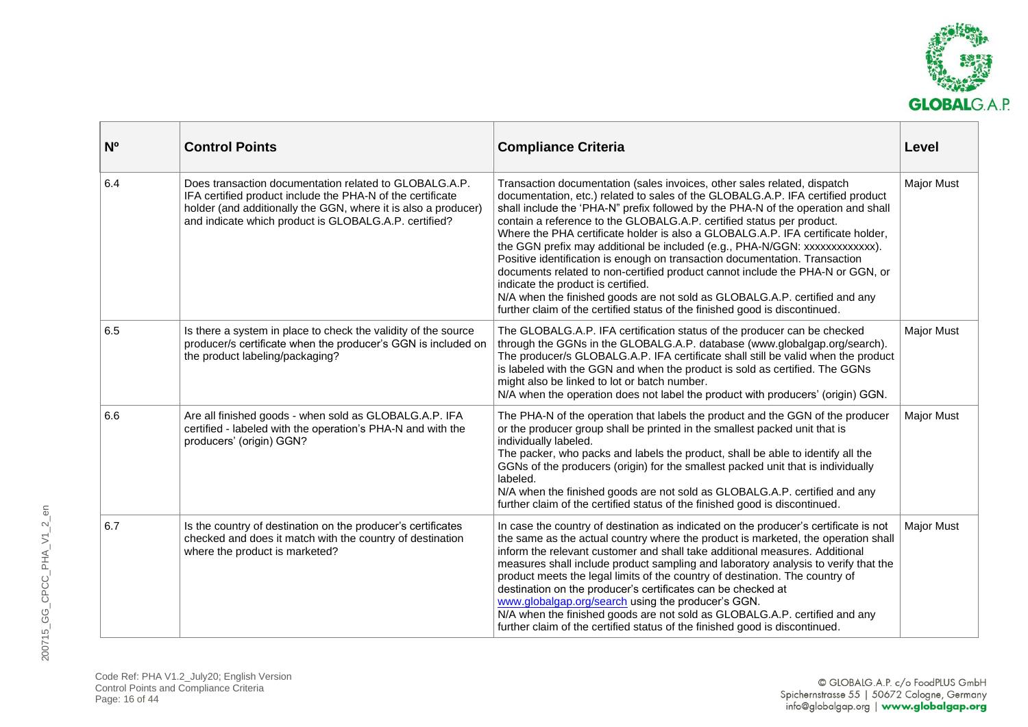| Nº | Control Points | Compliance Criteria | Level |
|---|---|---|---|
| 6.4 | Does transaction documentation related to GLOBALG.A.P. IFA certified product include the PHA-N of the certificate holder (and additionally the GGN, where it is also a producer) and indicate which product is GLOBALG.A.P. certified? | Transaction documentation (sales invoices, other sales related, dispatch documentation, etc.) related to sales of the GLOBALG.A.P. IFA certified product shall include the 'PHA-N" prefix followed by the PHA-N of the operation and shall contain a reference to the GLOBALG.A.P. certified status per product. Where the PHA certificate holder is also a GLOBALG.A.P. IFA certificate holder, the GGN prefix may additional be included (e.g., PHA-N/GGN: xxxxxxxxxxxxx). Positive identification is enough on transaction documentation. Transaction documents related to non-certified product cannot include the PHA-N or GGN, or indicate the product is certified. N/A when the finished goods are not sold as GLOBALG.A.P. certified and any further claim of the certified status of the finished good is discontinued. | Major Must |
| 6.5 | Is there a system in place to check the validity of the source producer/s certificate when the producer's GGN is included on the product labeling/packaging? | The GLOBALG.A.P. IFA certification status of the producer can be checked through the GGNs in the GLOBALG.A.P. database (www.globalgap.org/search). The producer/s GLOBALG.A.P. IFA certificate shall still be valid when the product is labeled with the GGN and when the product is sold as certified. The GGNs might also be linked to lot or batch number. N/A when the operation does not label the product with producers' (origin) GGN. | Major Must |
| 6.6 | Are all finished goods - when sold as GLOBALG.A.P. IFA certified - labeled with the operation's PHA-N and with the producers' (origin) GGN? | The PHA-N of the operation that labels the product and the GGN of the producer or the producer group shall be printed in the smallest packed unit that is individually labeled. The packer, who packs and labels the product, shall be able to identify all the GGNs of the producers (origin) for the smallest packed unit that is individually labeled. N/A when the finished goods are not sold as GLOBALG.A.P. certified and any further claim of the certified status of the finished good is discontinued. | Major Must |
| 6.7 | Is the country of destination on the producer's certificates checked and does it match with the country of destination where the product is marketed? | In case the country of destination as indicated on the producer's certificate is not the same as the actual country where the product is marketed, the operation shall inform the relevant customer and shall take additional measures. Additional measures shall include product sampling and laboratory analysis to verify that the product meets the legal limits of the country of destination. The country of destination on the producer's certificates can be checked at www.globalgap.org/search using the producer's GGN. N/A when the finished goods are not sold as GLOBALG.A.P. certified and any further claim of the certified status of the finished good is discontinued. | Major Must |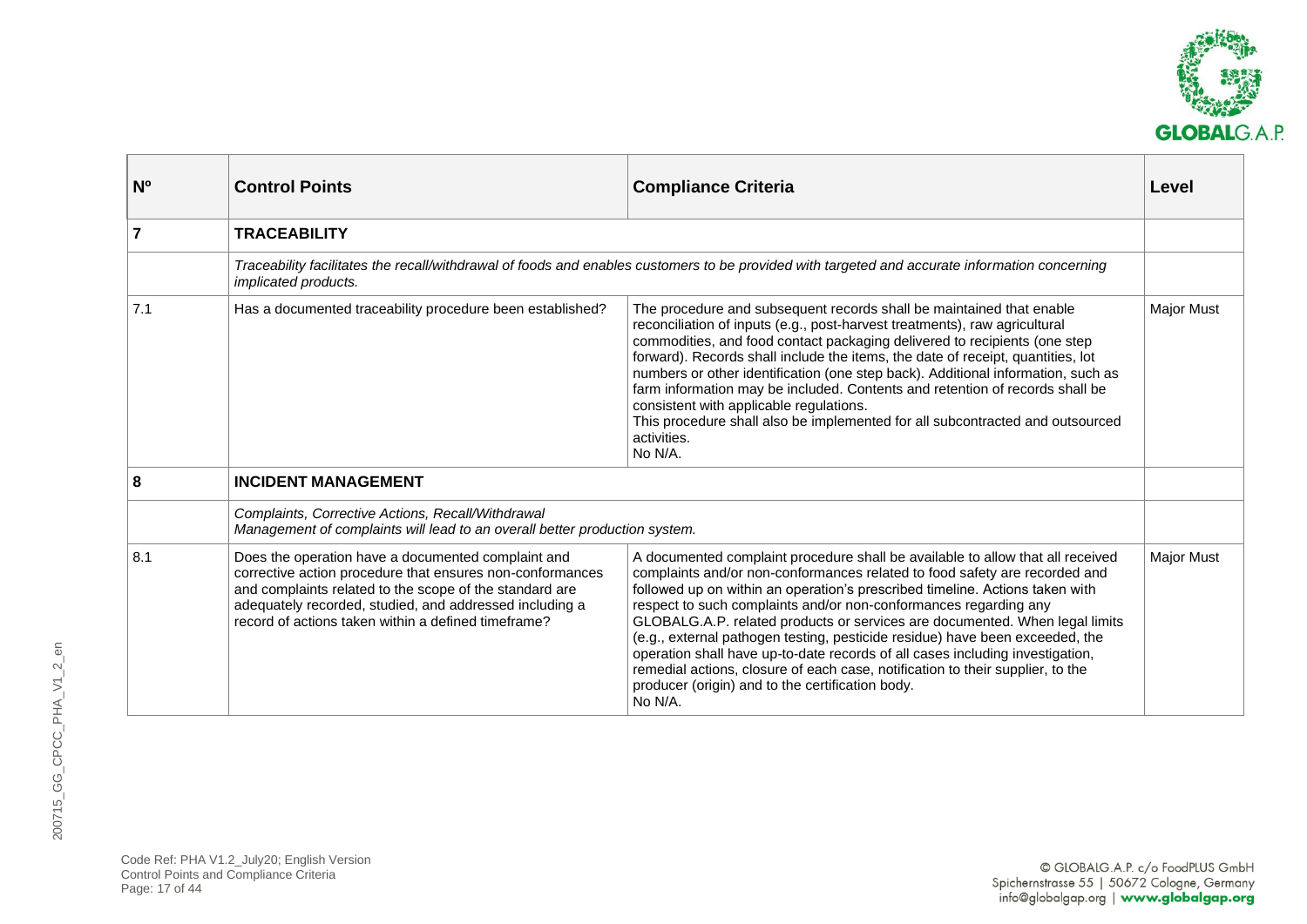| Nº | Control Points | Compliance Criteria | Level |
|---|---|---|---|
| **7** | **TRACEABILITY** | | |
| | *Traceability facilitates the recall/withdrawal of foods and enables customers to be provided with targeted and accurate information concerning implicated products.* | | |
| 7.1 | Has a documented traceability procedure been established? | The procedure and subsequent records shall be maintained that enable reconciliation of inputs (e.g., post-harvest treatments), raw agricultural commodities, and food contact packaging delivered to recipients (one step forward). Records shall include the items, the date of receipt, quantities, lot numbers or other identification (one step back). Additional information, such as farm information may be included. Contents and retention of records shall be consistent with applicable regulations.<br>This procedure shall also be implemented for all subcontracted and outsourced activities.<br>No N/A. | Major Must |
| **8** | **INCIDENT MANAGEMENT** | | |
| | *Complaints, Corrective Actions, Recall/Withdrawal*<br>*Management of complaints will lead to an overall better production system.* | | |
| 8.1 | Does the operation have a documented complaint and corrective action procedure that ensures non-conformances and complaints related to the scope of the standard are adequately recorded, studied, and addressed including a record of actions taken within a defined timeframe? | A documented complaint procedure shall be available to allow that all received complaints and/or non-conformances related to food safety are recorded and followed up on within an operation's prescribed timeline. Actions taken with respect to such complaints and/or non-conformances regarding any GLOBALG.A.P. related products or services are documented. When legal limits (e.g., external pathogen testing, pesticide residue) have been exceeded, the operation shall have up-to-date records of all cases including investigation, remedial actions, closure of each case, notification to their supplier, to the producer (origin) and to the certification body.<br>No N/A. | Major Must |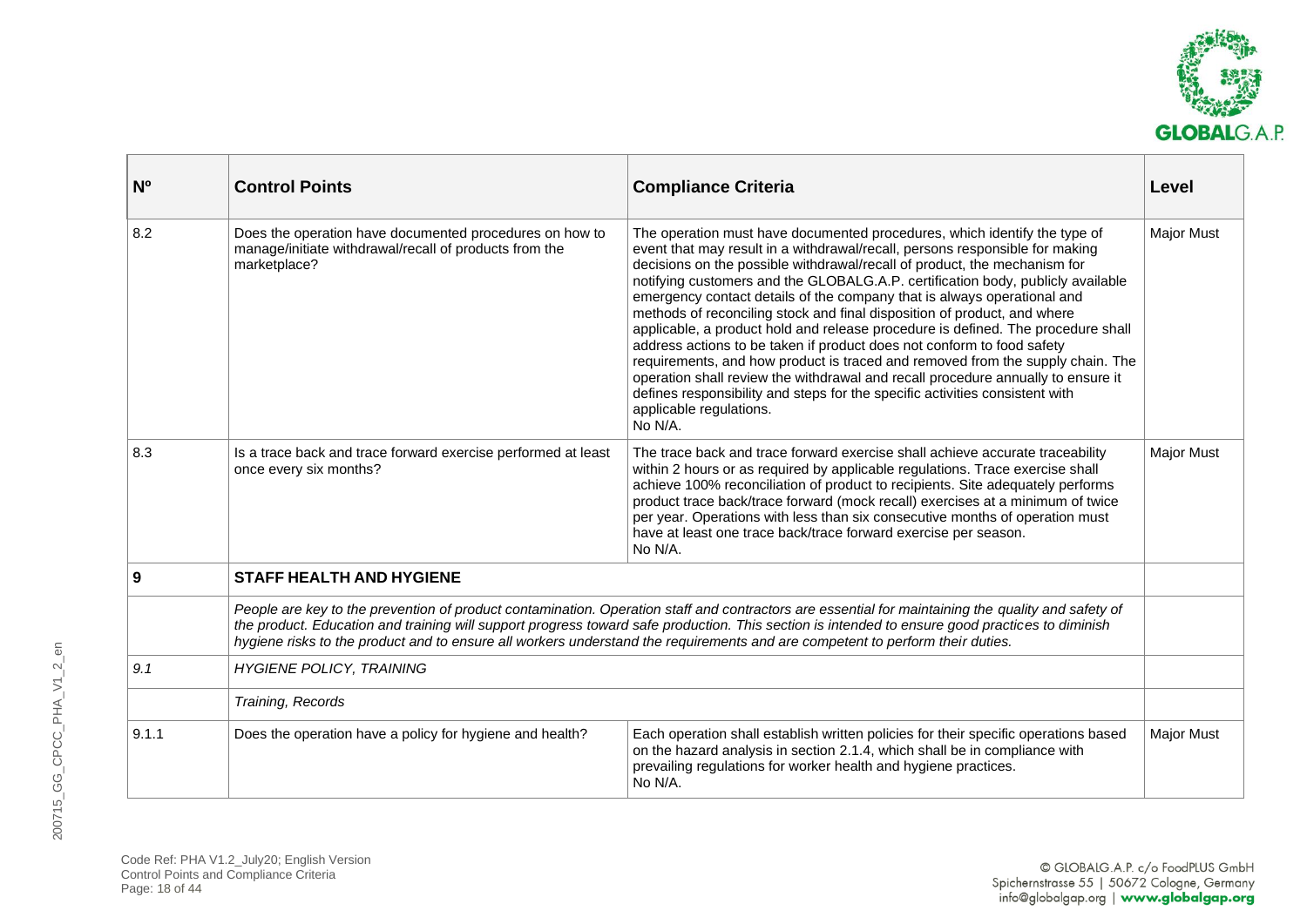| Nº | Control Points | Compliance Criteria | Level |
|---|---|---|---|
| 8.2 | Does the operation have documented procedures on how to manage/initiate withdrawal/recall of products from the marketplace? | The operation must have documented procedures, which identify the type of event that may result in a withdrawal/recall, persons responsible for making decisions on the possible withdrawal/recall of product, the mechanism for notifying customers and the GLOBALG.A.P. certification body, publicly available emergency contact details of the company that is always operational and methods of reconciling stock and final disposition of product, and where applicable, a product hold and release procedure is defined. The procedure shall address actions to be taken if product does not conform to food safety requirements, and how product is traced and removed from the supply chain. The operation shall review the withdrawal and recall procedure annually to ensure it defines responsibility and steps for the specific activities consistent with applicable regulations. No N/A. | Major Must |
| 8.3 | Is a trace back and trace forward exercise performed at least once every six months? | The trace back and trace forward exercise shall achieve accurate traceability within 2 hours or as required by applicable regulations. Trace exercise shall achieve 100% reconciliation of product to recipients. Site adequately performs product trace back/trace forward (mock recall) exercises at a minimum of twice per year. Operations with less than six consecutive months of operation must have at least one trace back/trace forward exercise per season. No N/A. | Major Must |
| **9** | **STAFF HEALTH AND HYGIENE** | | |
| | *People are key to the prevention of product contamination. Operation staff and contractors are essential for maintaining the quality and safety of the product. Education and training will support progress toward safe production. This section is intended to ensure good practices to diminish hygiene risks to the product and to ensure all workers understand the requirements and are competent to perform their duties.* | | |
| *9.1* | *HYGIENE POLICY, TRAINING* | | |
| | *Training, Records* | | |
| 9.1.1 | Does the operation have a policy for hygiene and health? | Each operation shall establish written policies for their specific operations based on the hazard analysis in section 2.1.4, which shall be in compliance with prevailing regulations for worker health and hygiene practices. No N/A. | Major Must |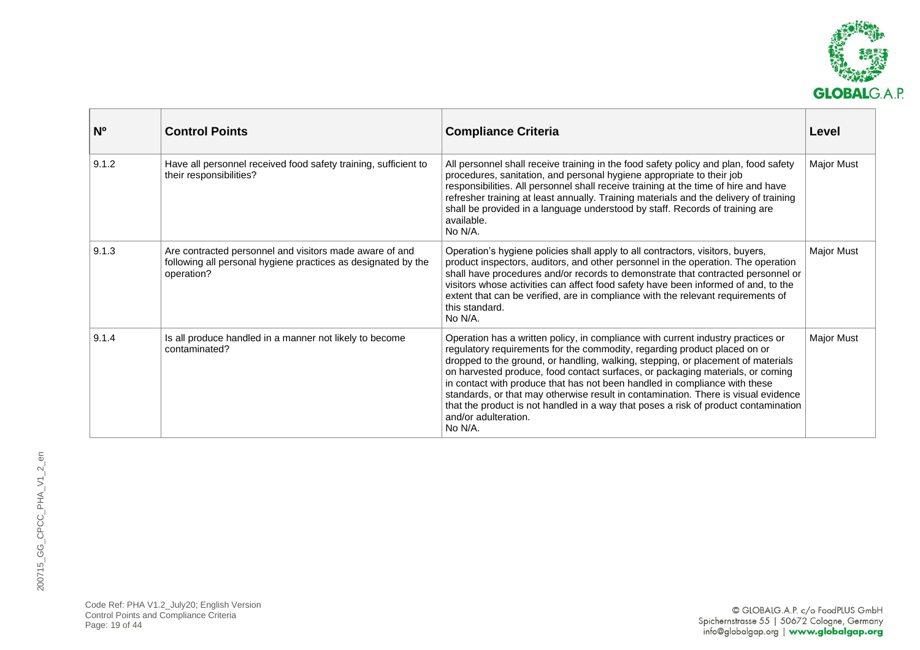| Nº | Control Points | Compliance Criteria | Level |
|---|---|---|---|
| 9.1.2 | Have all personnel received food safety training, sufficient to their responsibilities? | All personnel shall receive training in the food safety policy and plan, food safety procedures, sanitation, and personal hygiene appropriate to their job responsibilities. All personnel shall receive training at the time of hire and have refresher training at least annually. Training materials and the delivery of training shall be provided in a language understood by staff. Records of training are available.<br>No N/A. | Major Must |
| 9.1.3 | Are contracted personnel and visitors made aware of and following all personal hygiene practices as designated by the operation? | Operation's hygiene policies shall apply to all contractors, visitors, buyers, product inspectors, auditors, and other personnel in the operation. The operation shall have procedures and/or records to demonstrate that contracted personnel or visitors whose activities can affect food safety have been informed of and, to the extent that can be verified, are in compliance with the relevant requirements of this standard.<br>No N/A. | Major Must |
| 9.1.4 | Is all produce handled in a manner not likely to become contaminated? | Operation has a written policy, in compliance with current industry practices or regulatory requirements for the commodity, regarding product placed on or dropped to the ground, or handling, walking, stepping, or placement of materials on harvested produce, food contact surfaces, or packaging materials, or coming in contact with produce that has not been handled in compliance with these standards, or that may otherwise result in contamination. There is visual evidence that the product is not handled in a way that poses a risk of product contamination and/or adulteration.<br>No N/A. | Major Must |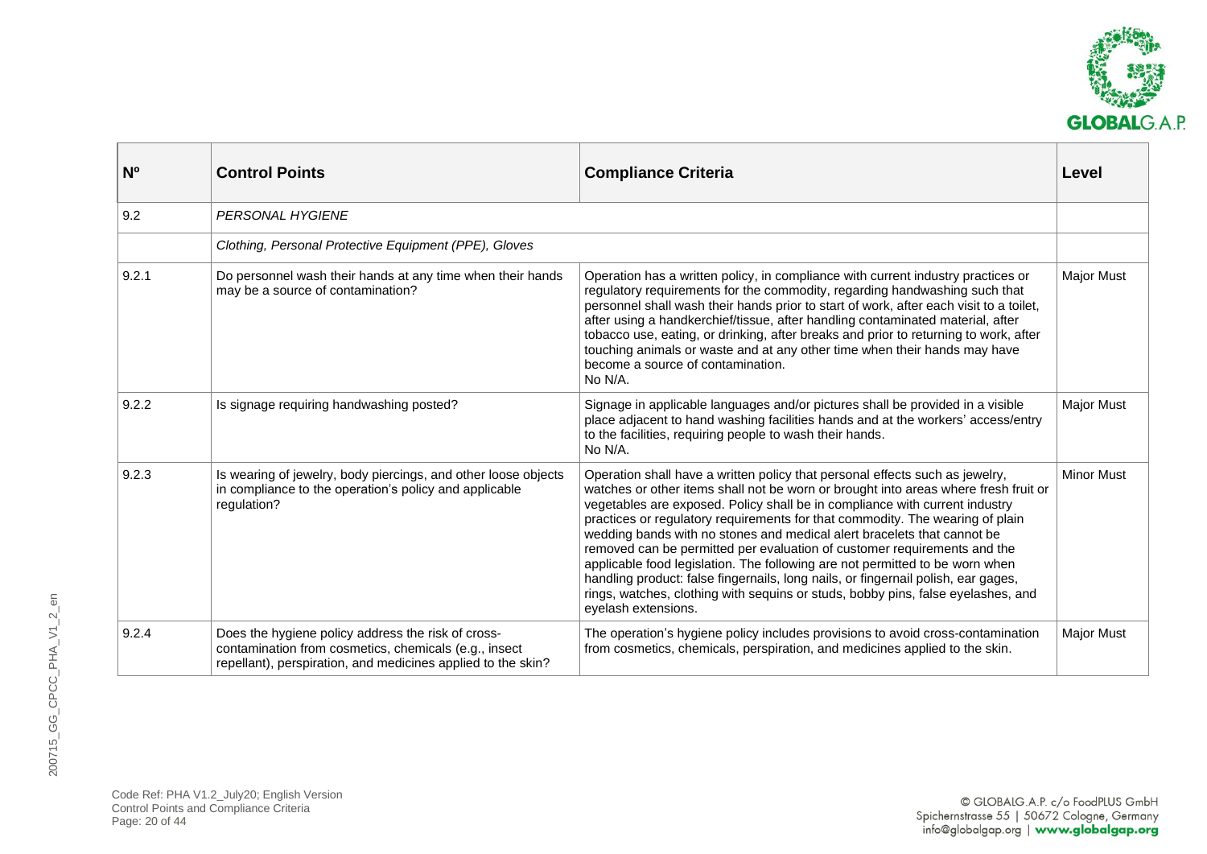| Nº | Control Points | Compliance Criteria | Level |
|---|---|---|---|
| 9.2 | *PERSONAL HYGIENE* | | |
| | *Clothing, Personal Protective Equipment (PPE), Gloves* | | |
| 9.2.1 | Do personnel wash their hands at any time when their hands may be a source of contamination? | Operation has a written policy, in compliance with current industry practices or regulatory requirements for the commodity, regarding handwashing such that personnel shall wash their hands prior to start of work, after each visit to a toilet, after using a handkerchief/tissue, after handling contaminated material, after tobacco use, eating, or drinking, after breaks and prior to returning to work, after touching animals or waste and at any other time when their hands may have become a source of contamination.<br>No N/A. | Major Must |
| 9.2.2 | Is signage requiring handwashing posted? | Signage in applicable languages and/or pictures shall be provided in a visible place adjacent to hand washing facilities hands and at the workers' access/entry to the facilities, requiring people to wash their hands.<br>No N/A. | Major Must |
| 9.2.3 | Is wearing of jewelry, body piercings, and other loose objects in compliance to the operation's policy and applicable regulation? | Operation shall have a written policy that personal effects such as jewelry, watches or other items shall not be worn or brought into areas where fresh fruit or vegetables are exposed. Policy shall be in compliance with current industry practices or regulatory requirements for that commodity. The wearing of plain wedding bands with no stones and medical alert bracelets that cannot be removed can be permitted per evaluation of customer requirements and the applicable food legislation. The following are not permitted to be worn when handling product: false fingernails, long nails, or fingernail polish, ear gages, rings, watches, clothing with sequins or studs, bobby pins, false eyelashes, and eyelash extensions. | Minor Must |
| 9.2.4 | Does the hygiene policy address the risk of cross-contamination from cosmetics, chemicals (e.g., insect repellant), perspiration, and medicines applied to the skin? | The operation's hygiene policy includes provisions to avoid cross-contamination from cosmetics, chemicals, perspiration, and medicines applied to the skin. | Major Must |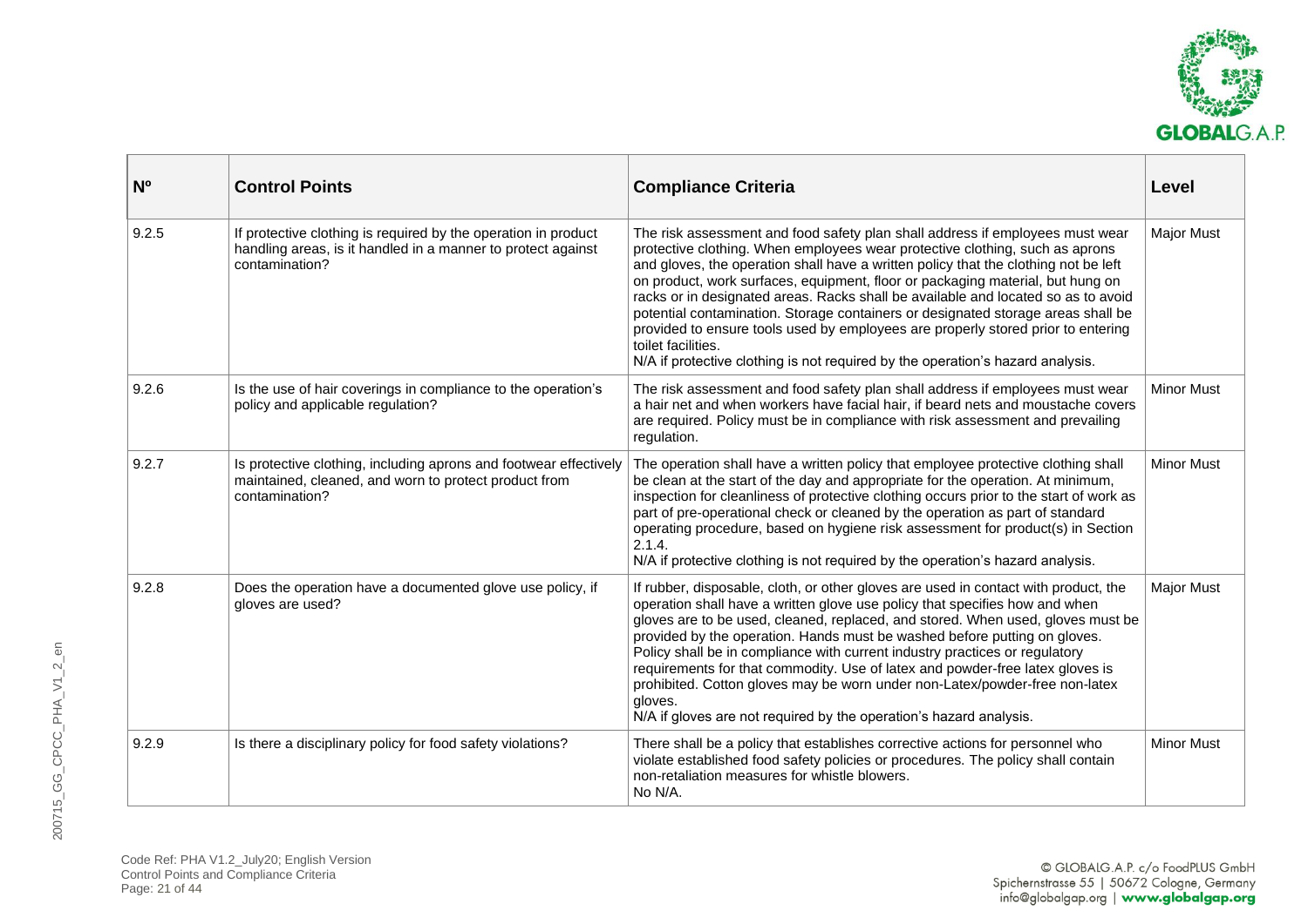| Nº | Control Points | Compliance Criteria | Level |
|---|---|---|---|
| 9.2.5 | If protective clothing is required by the operation in product handling areas, is it handled in a manner to protect against contamination? | The risk assessment and food safety plan shall address if employees must wear protective clothing. When employees wear protective clothing, such as aprons and gloves, the operation shall have a written policy that the clothing not be left on product, work surfaces, equipment, floor or packaging material, but hung on racks or in designated areas. Racks shall be available and located so as to avoid potential contamination. Storage containers or designated storage areas shall be provided to ensure tools used by employees are properly stored prior to entering toilet facilities.<br>N/A if protective clothing is not required by the operation's hazard analysis. | Major Must |
| 9.2.6 | Is the use of hair coverings in compliance to the operation's policy and applicable regulation? | The risk assessment and food safety plan shall address if employees must wear a hair net and when workers have facial hair, if beard nets and moustache covers are required. Policy must be in compliance with risk assessment and prevailing regulation. | Minor Must |
| 9.2.7 | Is protective clothing, including aprons and footwear effectively maintained, cleaned, and worn to protect product from contamination? | The operation shall have a written policy that employee protective clothing shall be clean at the start of the day and appropriate for the operation. At minimum, inspection for cleanliness of protective clothing occurs prior to the start of work as part of pre-operational check or cleaned by the operation as part of standard operating procedure, based on hygiene risk assessment for product(s) in Section 2.1.4.<br>N/A if protective clothing is not required by the operation's hazard analysis. | Minor Must |
| 9.2.8 | Does the operation have a documented glove use policy, if gloves are used? | If rubber, disposable, cloth, or other gloves are used in contact with product, the operation shall have a written glove use policy that specifies how and when gloves are to be used, cleaned, replaced, and stored. When used, gloves must be provided by the operation. Hands must be washed before putting on gloves. Policy shall be in compliance with current industry practices or regulatory requirements for that commodity. Use of latex and powder-free latex gloves is prohibited. Cotton gloves may be worn under non-Latex/powder-free non-latex gloves.<br>N/A if gloves are not required by the operation's hazard analysis. | Major Must |
| 9.2.9 | Is there a disciplinary policy for food safety violations? | There shall be a policy that establishes corrective actions for personnel who violate established food safety policies or procedures. The policy shall contain non-retaliation measures for whistle blowers.<br>No N/A. | Minor Must |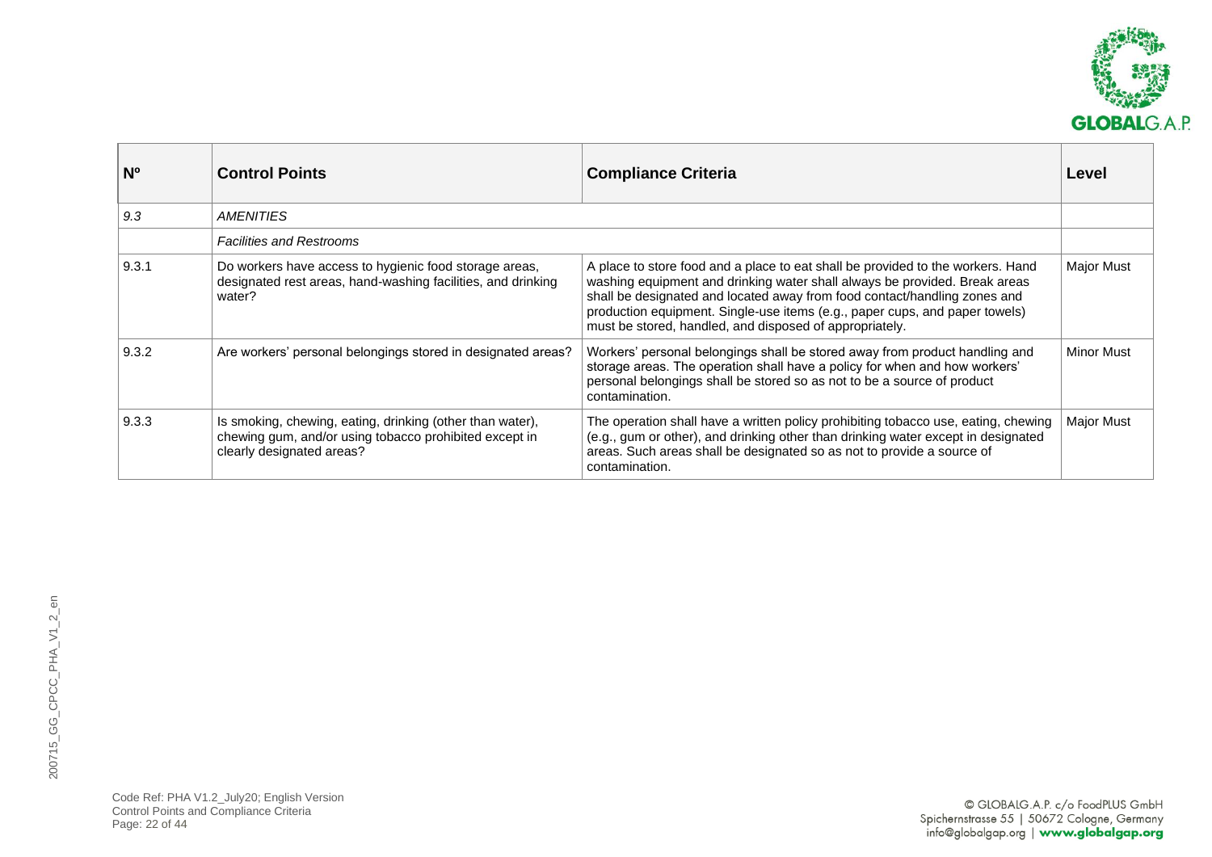| Nº | Control Points | Compliance Criteria | Level |
|---|---|---|---|
| *9.3* | *AMENITIES* | | |
| | *Facilities and Restrooms* | | |
| 9.3.1 | Do workers have access to hygienic food storage areas, designated rest areas, hand-washing facilities, and drinking water? | A place to store food and a place to eat shall be provided to the workers. Hand washing equipment and drinking water shall always be provided. Break areas shall be designated and located away from food contact/handling zones and production equipment. Single-use items (e.g., paper cups, and paper towels) must be stored, handled, and disposed of appropriately. | Major Must |
| 9.3.2 | Are workers' personal belongings stored in designated areas? | Workers' personal belongings shall be stored away from product handling and storage areas. The operation shall have a policy for when and how workers' personal belongings shall be stored so as not to be a source of product contamination. | Minor Must |
| 9.3.3 | Is smoking, chewing, eating, drinking (other than water), chewing gum, and/or using tobacco prohibited except in clearly designated areas? | The operation shall have a written policy prohibiting tobacco use, eating, chewing (e.g., gum or other), and drinking other than drinking water except in designated areas. Such areas shall be designated so as not to provide a source of contamination. | Major Must |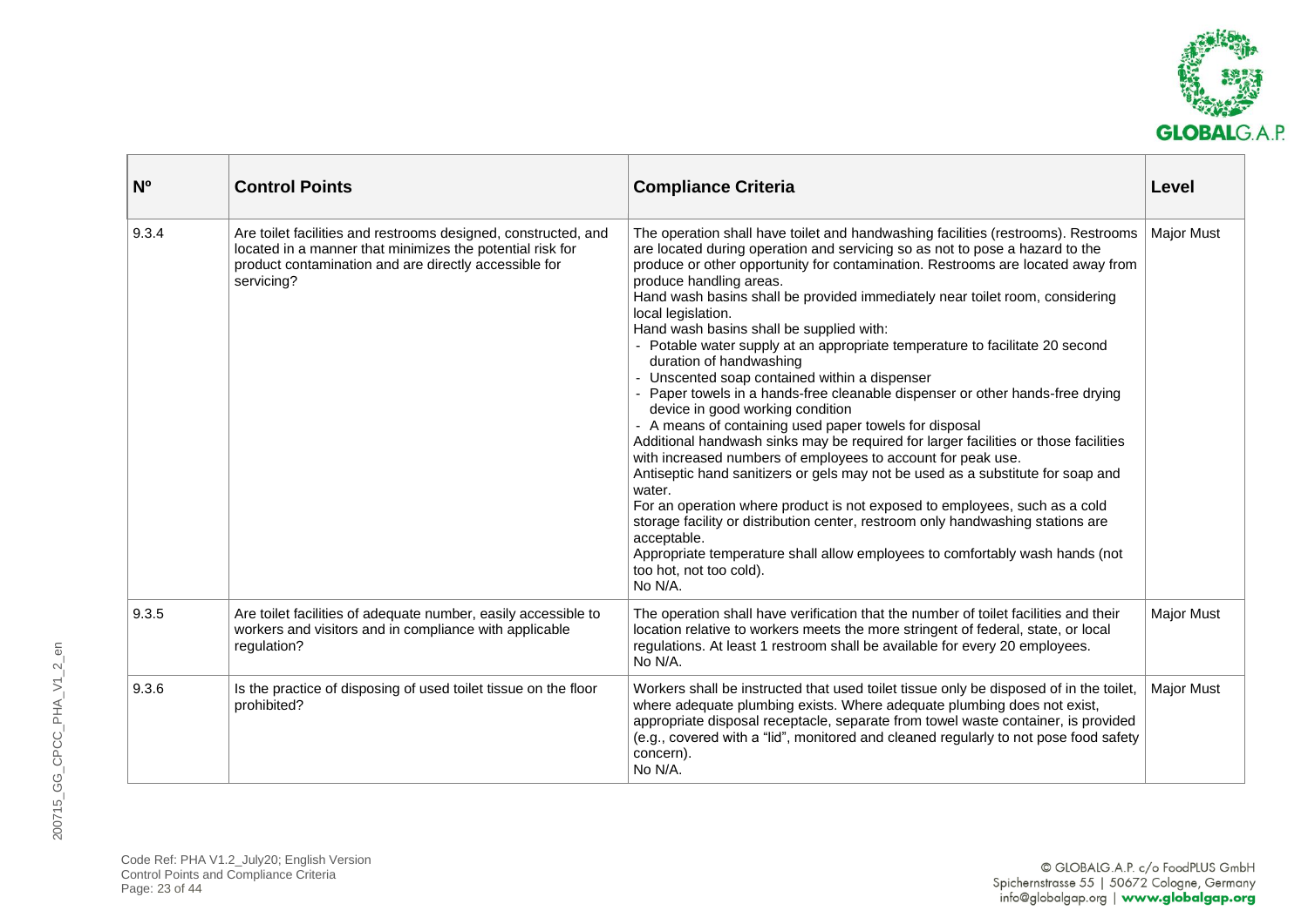| Nº | Control Points | Compliance Criteria | Level |
| --- | --- | --- | --- |
| 9.3.4 | Are toilet facilities and restrooms designed, constructed, and located in a manner that minimizes the potential risk for product contamination and are directly accessible for servicing? | The operation shall have toilet and handwashing facilities (restrooms). Restrooms are located during operation and servicing so as not to pose a hazard to the produce or other opportunity for contamination. Restrooms are located away from produce handling areas.<br>Hand wash basins shall be provided immediately near toilet room, considering local legislation.<br>Hand wash basins shall be supplied with:<br>- Potable water supply at an appropriate temperature to facilitate 20 second duration of handwashing<br>- Unscented soap contained within a dispenser<br>- Paper towels in a hands-free cleanable dispenser or other hands-free drying device in good working condition<br>- A means of containing used paper towels for disposal<br>Additional handwash sinks may be required for larger facilities or those facilities with increased numbers of employees to account for peak use.<br>Antiseptic hand sanitizers or gels may not be used as a substitute for soap and water.<br>For an operation where product is not exposed to employees, such as a cold storage facility or distribution center, restroom only handwashing stations are acceptable.<br>Appropriate temperature shall allow employees to comfortably wash hands (not too hot, not too cold).<br>No N/A. | Major Must |
| 9.3.5 | Are toilet facilities of adequate number, easily accessible to workers and visitors and in compliance with applicable regulation? | The operation shall have verification that the number of toilet facilities and their location relative to workers meets the more stringent of federal, state, or local regulations. At least 1 restroom shall be available for every 20 employees.<br>No N/A. | Major Must |
| 9.3.6 | Is the practice of disposing of used toilet tissue on the floor prohibited? | Workers shall be instructed that used toilet tissue only be disposed of in the toilet, where adequate plumbing exists. Where adequate plumbing does not exist, appropriate disposal receptacle, separate from towel waste container, is provided (e.g., covered with a "lid", monitored and cleaned regularly to not pose food safety concern).<br>No N/A. | Major Must |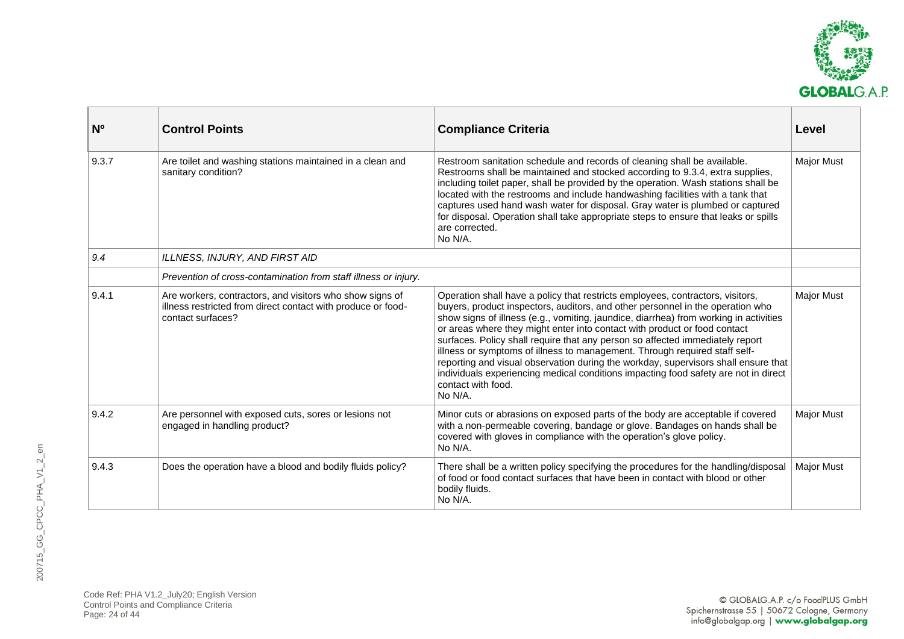| Nº | Control Points | Compliance Criteria | Level |
|---|---|---|---|
| 9.3.7 | Are toilet and washing stations maintained in a clean and sanitary condition? | Restroom sanitation schedule and records of cleaning shall be available. Restrooms shall be maintained and stocked according to 9.3.4, extra supplies, including toilet paper, shall be provided by the operation. Wash stations shall be located with the restrooms and include handwashing facilities with a tank that captures used hand wash water for disposal. Gray water is plumbed or captured for disposal. Operation shall take appropriate steps to ensure that leaks or spills are corrected.<br>No N/A. | Major Must |
| *9.4* | *ILLNESS, INJURY, AND FIRST AID* | | |
| | *Prevention of cross-contamination from staff illness or injury.* | | |
| 9.4.1 | Are workers, contractors, and visitors who show signs of illness restricted from direct contact with produce or food-contact surfaces? | Operation shall have a policy that restricts employees, contractors, visitors, buyers, product inspectors, auditors, and other personnel in the operation who show signs of illness (e.g., vomiting, jaundice, diarrhea) from working in activities or areas where they might enter into contact with product or food contact surfaces. Policy shall require that any person so affected immediately report illness or symptoms of illness to management. Through required staff self-reporting and visual observation during the workday, supervisors shall ensure that individuals experiencing medical conditions impacting food safety are not in direct contact with food.<br>No N/A. | Major Must |
| 9.4.2 | Are personnel with exposed cuts, sores or lesions not engaged in handling product? | Minor cuts or abrasions on exposed parts of the body are acceptable if covered with a non-permeable covering, bandage or glove. Bandages on hands shall be covered with gloves in compliance with the operation's glove policy.<br>No N/A. | Major Must |
| 9.4.3 | Does the operation have a blood and bodily fluids policy? | There shall be a written policy specifying the procedures for the handling/disposal of food or food contact surfaces that have been in contact with blood or other bodily fluids.<br>No N/A. | Major Must |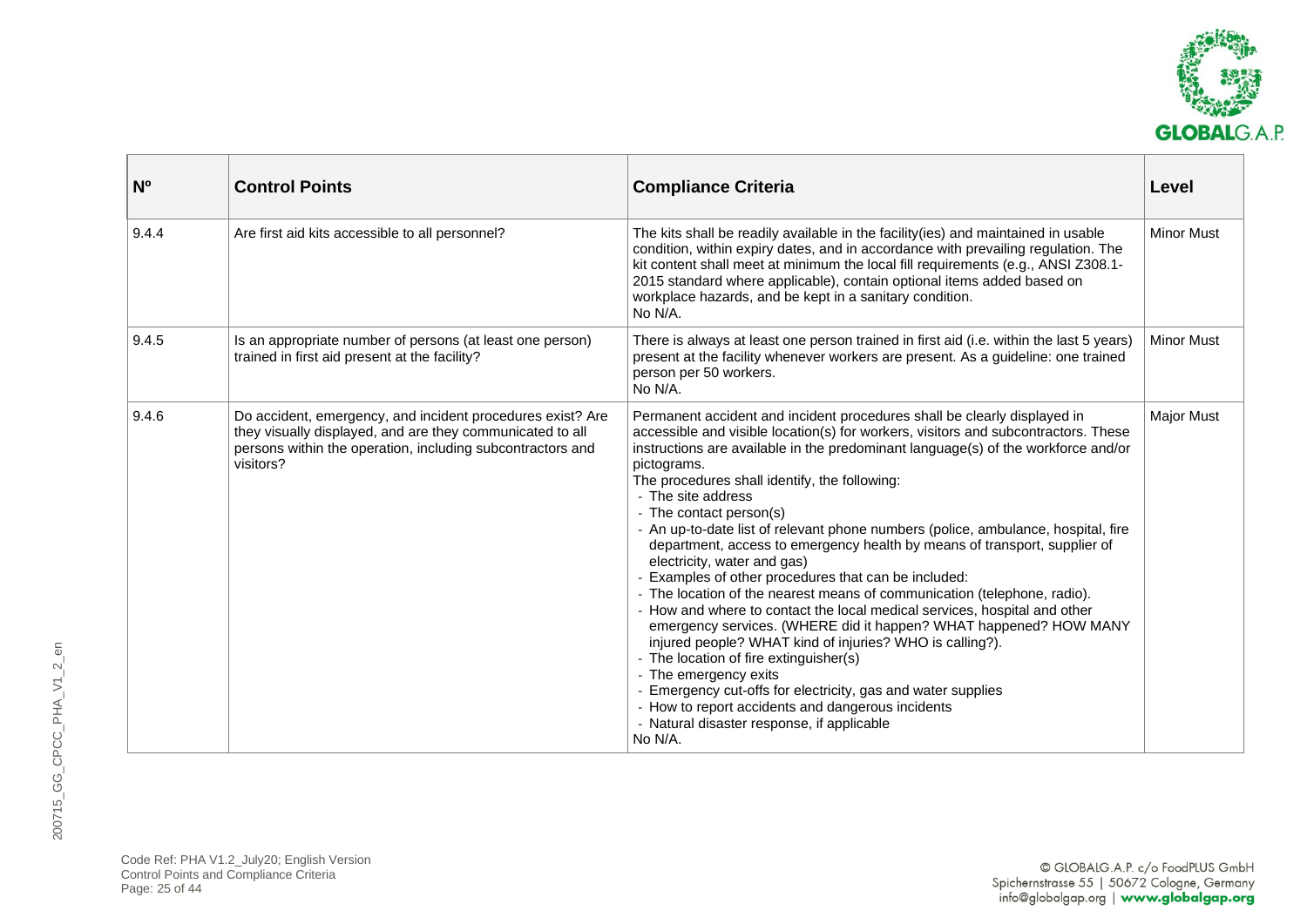| Nº | Control Points | Compliance Criteria | Level |
|---|---|---|---|
| 9.4.4 | Are first aid kits accessible to all personnel? | The kits shall be readily available in the facility(ies) and maintained in usable condition, within expiry dates, and in accordance with prevailing regulation. The kit content shall meet at minimum the local fill requirements (e.g., ANSI Z308.1-2015 standard where applicable), contain optional items added based on workplace hazards, and be kept in a sanitary condition.<br>No N/A. | Minor Must |
| 9.4.5 | Is an appropriate number of persons (at least one person) trained in first aid present at the facility? | There is always at least one person trained in first aid (i.e. within the last 5 years) present at the facility whenever workers are present. As a guideline: one trained person per 50 workers.<br>No N/A. | Minor Must |
| 9.4.6 | Do accident, emergency, and incident procedures exist? Are they visually displayed, and are they communicated to all persons within the operation, including subcontractors and visitors? | Permanent accident and incident procedures shall be clearly displayed in accessible and visible location(s) for workers, visitors and subcontractors. These instructions are available in the predominant language(s) of the workforce and/or pictograms.<br>The procedures shall identify, the following:<br>- The site address<br>- The contact person(s)<br>- An up-to-date list of relevant phone numbers (police, ambulance, hospital, fire department, access to emergency health by means of transport, supplier of electricity, water and gas)<br>- Examples of other procedures that can be included:<br>- The location of the nearest means of communication (telephone, radio).<br>- How and where to contact the local medical services, hospital and other emergency services. (WHERE did it happen? WHAT happened? HOW MANY injured people? WHAT kind of injuries? WHO is calling?).<br>- The location of fire extinguisher(s)<br>- The emergency exits<br>- Emergency cut-offs for electricity, gas and water supplies<br>- How to report accidents and dangerous incidents<br>- Natural disaster response, if applicable<br>No N/A. | Major Must |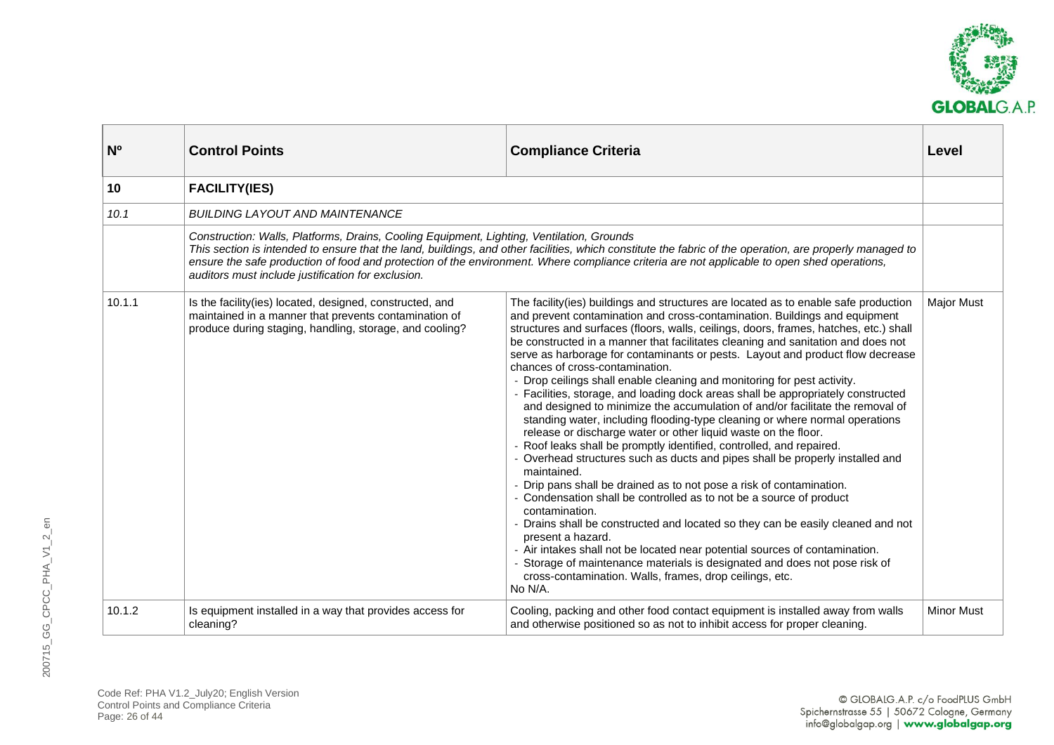| Nº | Control Points | Compliance Criteria | Level |
|---|---|---|---|
| **10** | **FACILITY(IES)** | | |
| *10.1* | *BUILDING LAYOUT AND MAINTENANCE* | | |
| | *Construction: Walls, Platforms, Drains, Cooling Equipment, Lighting, Ventilation, Grounds* <br> *This section is intended to ensure that the land, buildings, and other facilities, which constitute the fabric of the operation, are properly managed to ensure the safe production of food and protection of the environment. Where compliance criteria are not applicable to open shed operations, auditors must include justification for exclusion.* | | |
| 10.1.1 | Is the facility(ies) located, designed, constructed, and maintained in a manner that prevents contamination of produce during staging, handling, storage, and cooling? | The facility(ies) buildings and structures are located as to enable safe production and prevent contamination and cross-contamination. Buildings and equipment structures and surfaces (floors, walls, ceilings, doors, frames, hatches, etc.) shall be constructed in a manner that facilitates cleaning and sanitation and does not serve as harborage for contaminants or pests. Layout and product flow decrease chances of cross-contamination. <br> - Drop ceilings shall enable cleaning and monitoring for pest activity. <br> - Facilities, storage, and loading dock areas shall be appropriately constructed and designed to minimize the accumulation of and/or facilitate the removal of standing water, including flooding-type cleaning or where normal operations release or discharge water or other liquid waste on the floor. <br> - Roof leaks shall be promptly identified, controlled, and repaired. <br> - Overhead structures such as ducts and pipes shall be properly installed and maintained. <br> - Drip pans shall be drained as to not pose a risk of contamination. <br> - Condensation shall be controlled as to not be a source of product contamination. <br> - Drains shall be constructed and located so they can be easily cleaned and not present a hazard. <br> - Air intakes shall not be located near potential sources of contamination. <br> - Storage of maintenance materials is designated and does not pose risk of cross-contamination. Walls, frames, drop ceilings, etc. <br> No N/A. | Major Must |
| 10.1.2 | Is equipment installed in a way that provides access for cleaning? | Cooling, packing and other food contact equipment is installed away from walls and otherwise positioned so as not to inhibit access for proper cleaning. | Minor Must |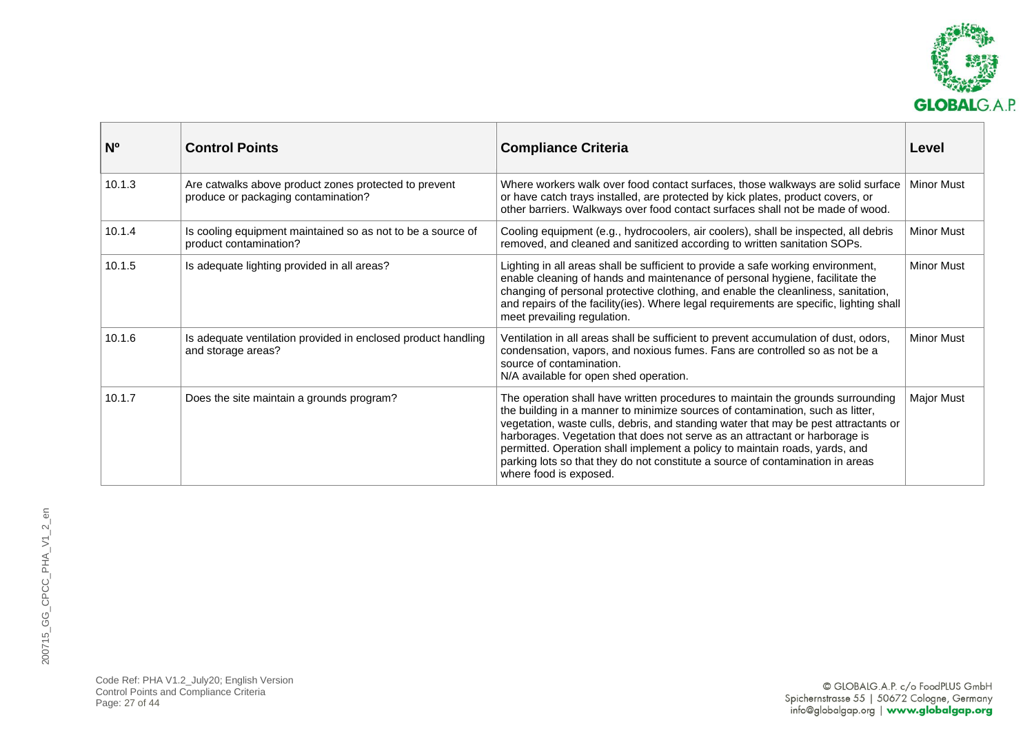| Nº | Control Points | Compliance Criteria | Level |
|---|---|---|---|
| 10.1.3 | Are catwalks above product zones protected to prevent produce or packaging contamination? | Where workers walk over food contact surfaces, those walkways are solid surface or have catch trays installed, are protected by kick plates, product covers, or other barriers. Walkways over food contact surfaces shall not be made of wood. | Minor Must |
| 10.1.4 | Is cooling equipment maintained so as not to be a source of product contamination? | Cooling equipment (e.g., hydrocoolers, air coolers), shall be inspected, all debris removed, and cleaned and sanitized according to written sanitation SOPs. | Minor Must |
| 10.1.5 | Is adequate lighting provided in all areas? | Lighting in all areas shall be sufficient to provide a safe working environment, enable cleaning of hands and maintenance of personal hygiene, facilitate the changing of personal protective clothing, and enable the cleanliness, sanitation, and repairs of the facility(ies). Where legal requirements are specific, lighting shall meet prevailing regulation. | Minor Must |
| 10.1.6 | Is adequate ventilation provided in enclosed product handling and storage areas? | Ventilation in all areas shall be sufficient to prevent accumulation of dust, odors, condensation, vapors, and noxious fumes. Fans are controlled so as not be a source of contamination.<br>N/A available for open shed operation. | Minor Must |
| 10.1.7 | Does the site maintain a grounds program? | The operation shall have written procedures to maintain the grounds surrounding the building in a manner to minimize sources of contamination, such as litter, vegetation, waste culls, debris, and standing water that may be pest attractants or harborages. Vegetation that does not serve as an attractant or harborage is permitted. Operation shall implement a policy to maintain roads, yards, and parking lots so that they do not constitute a source of contamination in areas where food is exposed. | Major Must |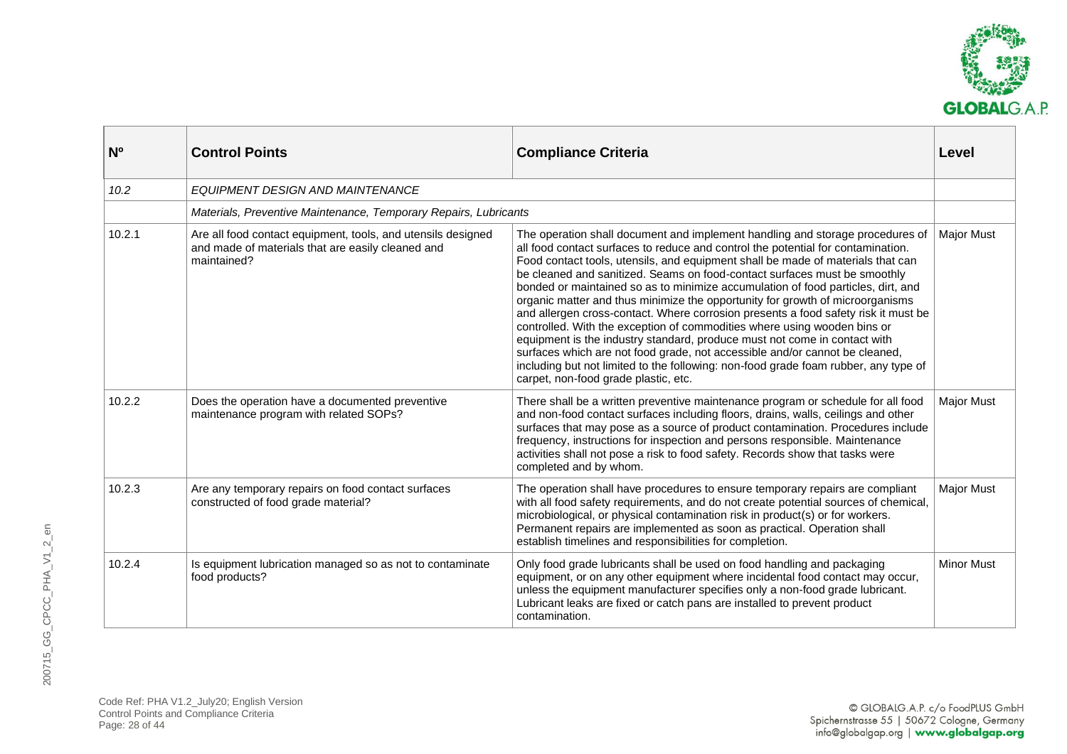| Nº | Control Points | Compliance Criteria | Level |
|---|---|---|---|
| *10.2* | *EQUIPMENT DESIGN AND MAINTENANCE* | | |
| | *Materials, Preventive Maintenance, Temporary Repairs, Lubricants* | | |
| 10.2.1 | Are all food contact equipment, tools, and utensils designed and made of materials that are easily cleaned and maintained? | The operation shall document and implement handling and storage procedures of all food contact surfaces to reduce and control the potential for contamination. Food contact tools, utensils, and equipment shall be made of materials that can be cleaned and sanitized. Seams on food-contact surfaces must be smoothly bonded or maintained so as to minimize accumulation of food particles, dirt, and organic matter and thus minimize the opportunity for growth of microorganisms and allergen cross-contact. Where corrosion presents a food safety risk it must be controlled. With the exception of commodities where using wooden bins or equipment is the industry standard, produce must not come in contact with surfaces which are not food grade, not accessible and/or cannot be cleaned, including but not limited to the following: non-food grade foam rubber, any type of carpet, non-food grade plastic, etc. | Major Must |
| 10.2.2 | Does the operation have a documented preventive maintenance program with related SOPs? | There shall be a written preventive maintenance program or schedule for all food and non-food contact surfaces including floors, drains, walls, ceilings and other surfaces that may pose as a source of product contamination. Procedures include frequency, instructions for inspection and persons responsible. Maintenance activities shall not pose a risk to food safety. Records show that tasks were completed and by whom. | Major Must |
| 10.2.3 | Are any temporary repairs on food contact surfaces constructed of food grade material? | The operation shall have procedures to ensure temporary repairs are compliant with all food safety requirements, and do not create potential sources of chemical, microbiological, or physical contamination risk in product(s) or for workers. Permanent repairs are implemented as soon as practical. Operation shall establish timelines and responsibilities for completion. | Major Must |
| 10.2.4 | Is equipment lubrication managed so as not to contaminate food products? | Only food grade lubricants shall be used on food handling and packaging equipment, or on any other equipment where incidental food contact may occur, unless the equipment manufacturer specifies only a non-food grade lubricant. Lubricant leaks are fixed or catch pans are installed to prevent product contamination. | Minor Must |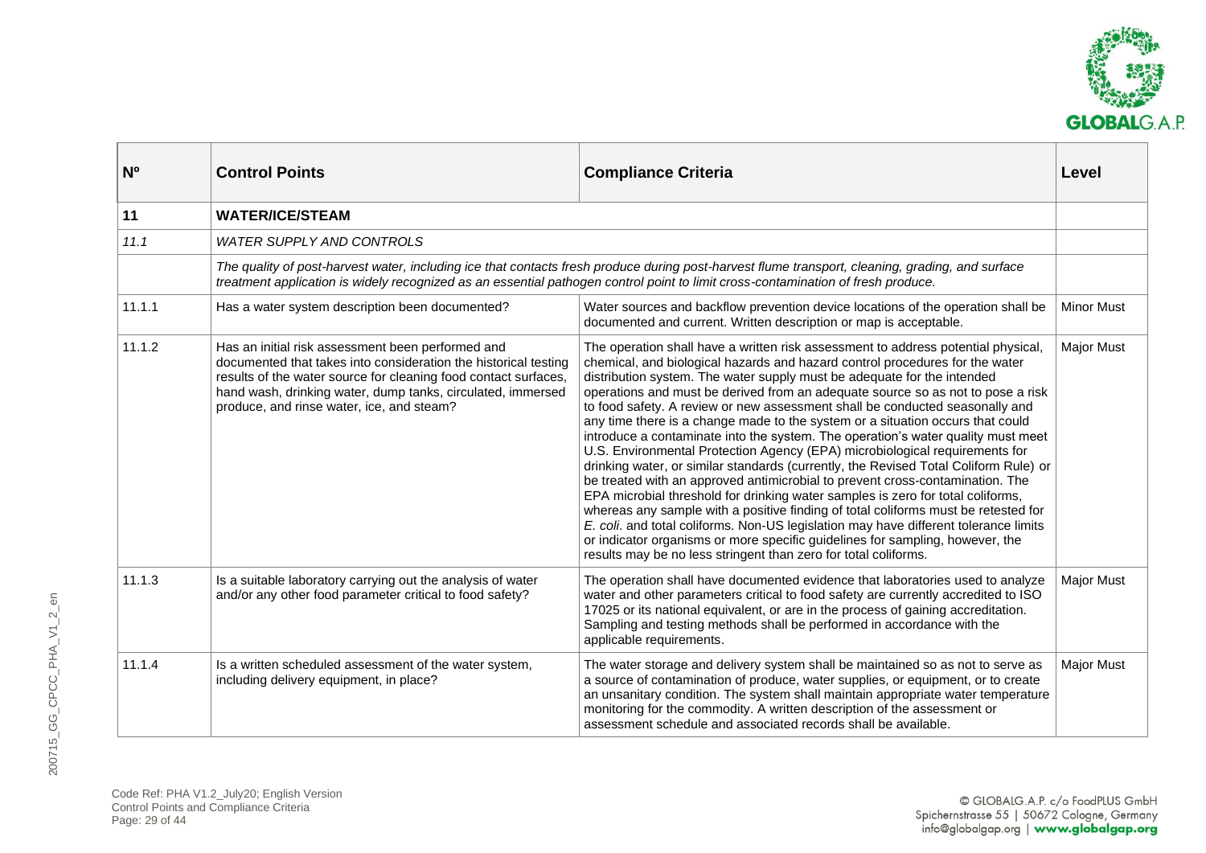| Nº | Control Points | Compliance Criteria | Level |
|---|---|---|---|
| **11** | **WATER/ICE/STEAM** | | |
| *11.1* | *WATER SUPPLY AND CONTROLS* | | |
| | *The quality of post-harvest water, including ice that contacts fresh produce during post-harvest flume transport, cleaning, grading, and surface treatment application is widely recognized as an essential pathogen control point to limit cross-contamination of fresh produce.* | | |
| 11.1.1 | Has a water system description been documented? | Water sources and backflow prevention device locations of the operation shall be documented and current. Written description or map is acceptable. | Minor Must |
| 11.1.2 | Has an initial risk assessment been performed and documented that takes into consideration the historical testing results of the water source for cleaning food contact surfaces, hand wash, drinking water, dump tanks, circulated, immersed produce, and rinse water, ice, and steam? | The operation shall have a written risk assessment to address potential physical, chemical, and biological hazards and hazard control procedures for the water distribution system. The water supply must be adequate for the intended operations and must be derived from an adequate source so as not to pose a risk to food safety. A review or new assessment shall be conducted seasonally and any time there is a change made to the system or a situation occurs that could introduce a contaminate into the system. The operation's water quality must meet U.S. Environmental Protection Agency (EPA) microbiological requirements for drinking water, or similar standards (currently, the Revised Total Coliform Rule) or be treated with an approved antimicrobial to prevent cross-contamination. The EPA microbial threshold for drinking water samples is zero for total coliforms, whereas any sample with a positive finding of total coliforms must be retested for *E. coli*. and total coliforms. Non-US legislation may have different tolerance limits or indicator organisms or more specific guidelines for sampling, however, the results may be no less stringent than zero for total coliforms. | Major Must |
| 11.1.3 | Is a suitable laboratory carrying out the analysis of water and/or any other food parameter critical to food safety? | The operation shall have documented evidence that laboratories used to analyze water and other parameters critical to food safety are currently accredited to ISO 17025 or its national equivalent, or are in the process of gaining accreditation. Sampling and testing methods shall be performed in accordance with the applicable requirements. | Major Must |
| 11.1.4 | Is a written scheduled assessment of the water system, including delivery equipment, in place? | The water storage and delivery system shall be maintained so as not to serve as a source of contamination of produce, water supplies, or equipment, or to create an unsanitary condition. The system shall maintain appropriate water temperature monitoring for the commodity. A written description of the assessment or assessment schedule and associated records shall be available. | Major Must |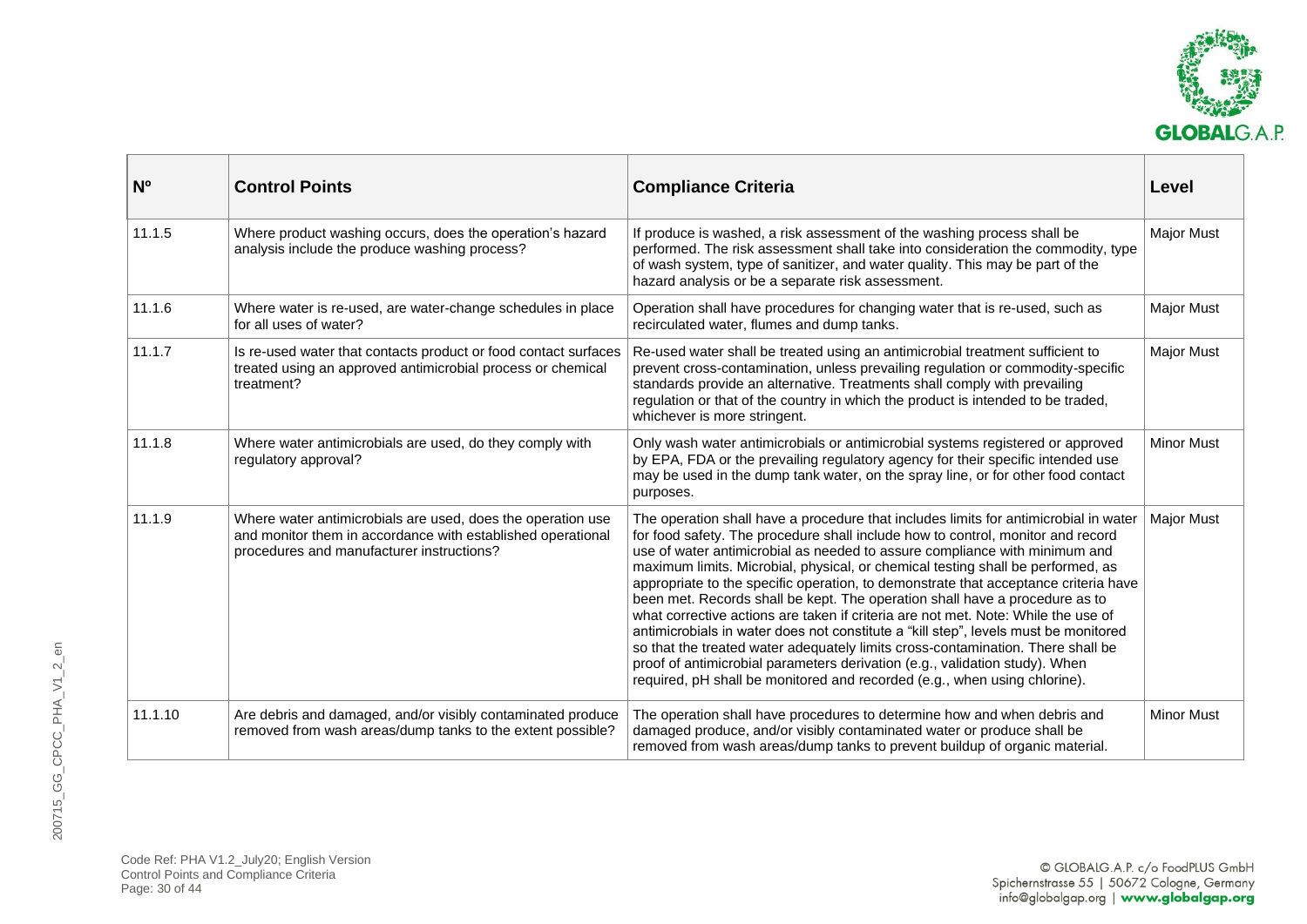| Nº | Control Points | Compliance Criteria | Level |
|---|---|---|---|
| 11.1.5 | Where product washing occurs, does the operation's hazard analysis include the produce washing process? | If produce is washed, a risk assessment of the washing process shall be performed. The risk assessment shall take into consideration the commodity, type of wash system, type of sanitizer, and water quality. This may be part of the hazard analysis or be a separate risk assessment. | Major Must |
| 11.1.6 | Where water is re-used, are water-change schedules in place for all uses of water? | Operation shall have procedures for changing water that is re-used, such as recirculated water, flumes and dump tanks. | Major Must |
| 11.1.7 | Is re-used water that contacts product or food contact surfaces treated using an approved antimicrobial process or chemical treatment? | Re-used water shall be treated using an antimicrobial treatment sufficient to prevent cross-contamination, unless prevailing regulation or commodity-specific standards provide an alternative. Treatments shall comply with prevailing regulation or that of the country in which the product is intended to be traded, whichever is more stringent. | Major Must |
| 11.1.8 | Where water antimicrobials are used, do they comply with regulatory approval? | Only wash water antimicrobials or antimicrobial systems registered or approved by EPA, FDA or the prevailing regulatory agency for their specific intended use may be used in the dump tank water, on the spray line, or for other food contact purposes. | Minor Must |
| 11.1.9 | Where water antimicrobials are used, does the operation use and monitor them in accordance with established operational procedures and manufacturer instructions? | The operation shall have a procedure that includes limits for antimicrobial in water for food safety. The procedure shall include how to control, monitor and record use of water antimicrobial as needed to assure compliance with minimum and maximum limits. Microbial, physical, or chemical testing shall be performed, as appropriate to the specific operation, to demonstrate that acceptance criteria have been met. Records shall be kept. The operation shall have a procedure as to what corrective actions are taken if criteria are not met. Note: While the use of antimicrobials in water does not constitute a "kill step", levels must be monitored so that the treated water adequately limits cross-contamination. There shall be proof of antimicrobial parameters derivation (e.g., validation study). When required, pH shall be monitored and recorded (e.g., when using chlorine). | Major Must |
| 11.1.10 | Are debris and damaged, and/or visibly contaminated produce removed from wash areas/dump tanks to the extent possible? | The operation shall have procedures to determine how and when debris and damaged produce, and/or visibly contaminated water or produce shall be removed from wash areas/dump tanks to prevent buildup of organic material. | Minor Must |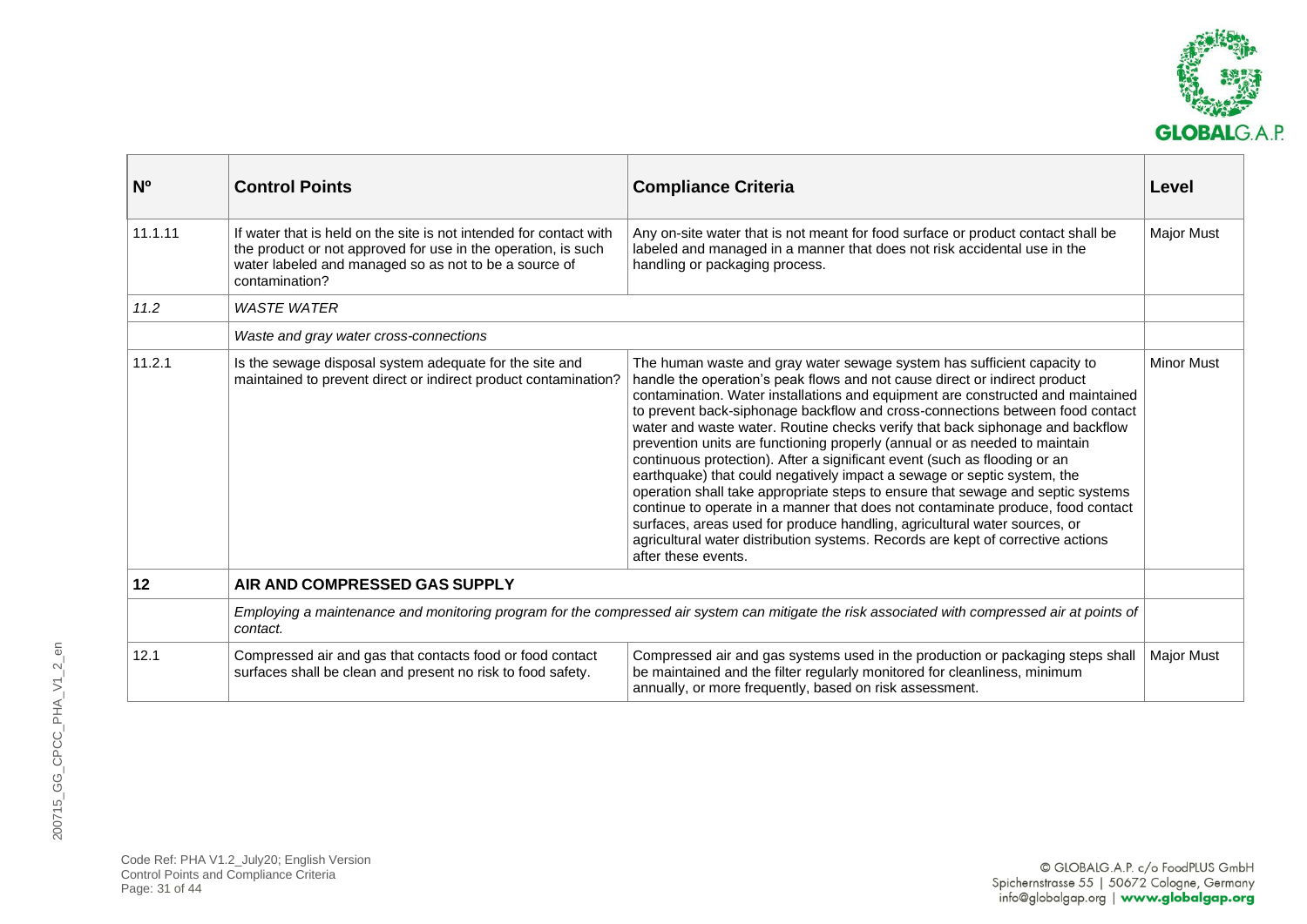| Nº | Control Points | Compliance Criteria | Level |
|---|---|---|---|
| 11.1.11 | If water that is held on the site is not intended for contact with the product or not approved for use in the operation, is such water labeled and managed so as not to be a source of contamination? | Any on-site water that is not meant for food surface or product contact shall be labeled and managed in a manner that does not risk accidental use in the handling or packaging process. | Major Must |
| *11.2* | *WASTE WATER* | | |
| | *Waste and gray water cross-connections* | | |
| 11.2.1 | Is the sewage disposal system adequate for the site and maintained to prevent direct or indirect product contamination? | The human waste and gray water sewage system has sufficient capacity to handle the operation's peak flows and not cause direct or indirect product contamination. Water installations and equipment are constructed and maintained to prevent back-siphonage backflow and cross-connections between food contact water and waste water. Routine checks verify that back siphonage and backflow prevention units are functioning properly (annual or as needed to maintain continuous protection). After a significant event (such as flooding or an earthquake) that could negatively impact a sewage or septic system, the operation shall take appropriate steps to ensure that sewage and septic systems continue to operate in a manner that does not contaminate produce, food contact surfaces, areas used for produce handling, agricultural water sources, or agricultural water distribution systems. Records are kept of corrective actions after these events. | Minor Must |
| **12** | **AIR AND COMPRESSED GAS SUPPLY** | | |
| | *Employing a maintenance and monitoring program for the compressed air system can mitigate the risk associated with compressed air at points of contact.* | | |
| 12.1 | Compressed air and gas that contacts food or food contact surfaces shall be clean and present no risk to food safety. | Compressed air and gas systems used in the production or packaging steps shall be maintained and the filter regularly monitored for cleanliness, minimum annually, or more frequently, based on risk assessment. | Major Must |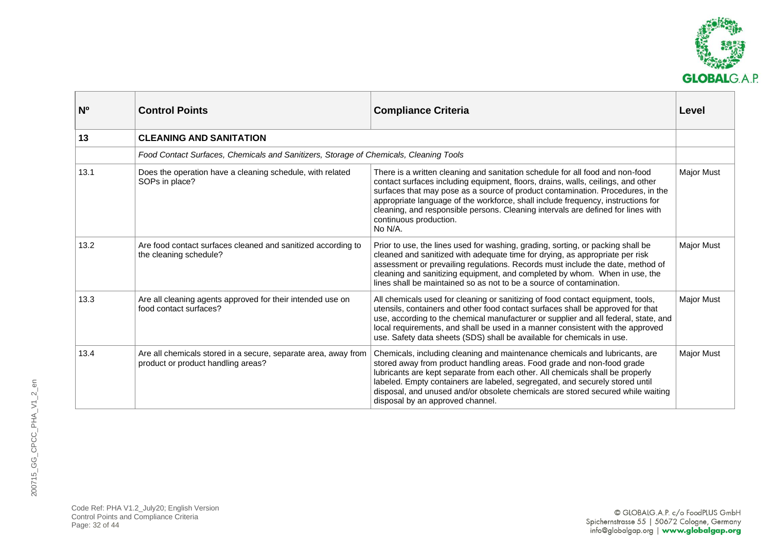| Nº | Control Points | Compliance Criteria | Level |
|---|---|---|---|
| **13** | **CLEANING AND SANITATION** | | |
| | *Food Contact Surfaces, Chemicals and Sanitizers, Storage of Chemicals, Cleaning Tools* | | |
| 13.1 | Does the operation have a cleaning schedule, with related SOPs in place? | There is a written cleaning and sanitation schedule for all food and non-food contact surfaces including equipment, floors, drains, walls, ceilings, and other surfaces that may pose as a source of product contamination. Procedures, in the appropriate language of the workforce, shall include frequency, instructions for cleaning, and responsible persons. Cleaning intervals are defined for lines with continuous production.<br>No N/A. | Major Must |
| 13.2 | Are food contact surfaces cleaned and sanitized according to the cleaning schedule? | Prior to use, the lines used for washing, grading, sorting, or packing shall be cleaned and sanitized with adequate time for drying, as appropriate per risk assessment or prevailing regulations. Records must include the date, method of cleaning and sanitizing equipment, and completed by whom. When in use, the lines shall be maintained so as not to be a source of contamination. | Major Must |
| 13.3 | Are all cleaning agents approved for their intended use on food contact surfaces? | All chemicals used for cleaning or sanitizing of food contact equipment, tools, utensils, containers and other food contact surfaces shall be approved for that use, according to the chemical manufacturer or supplier and all federal, state, and local requirements, and shall be used in a manner consistent with the approved use. Safety data sheets (SDS) shall be available for chemicals in use. | Major Must |
| 13.4 | Are all chemicals stored in a secure, separate area, away from product or product handling areas? | Chemicals, including cleaning and maintenance chemicals and lubricants, are stored away from product handling areas. Food grade and non-food grade lubricants are kept separate from each other. All chemicals shall be properly labeled. Empty containers are labeled, segregated, and securely stored until disposal, and unused and/or obsolete chemicals are stored secured while waiting disposal by an approved channel. | Major Must |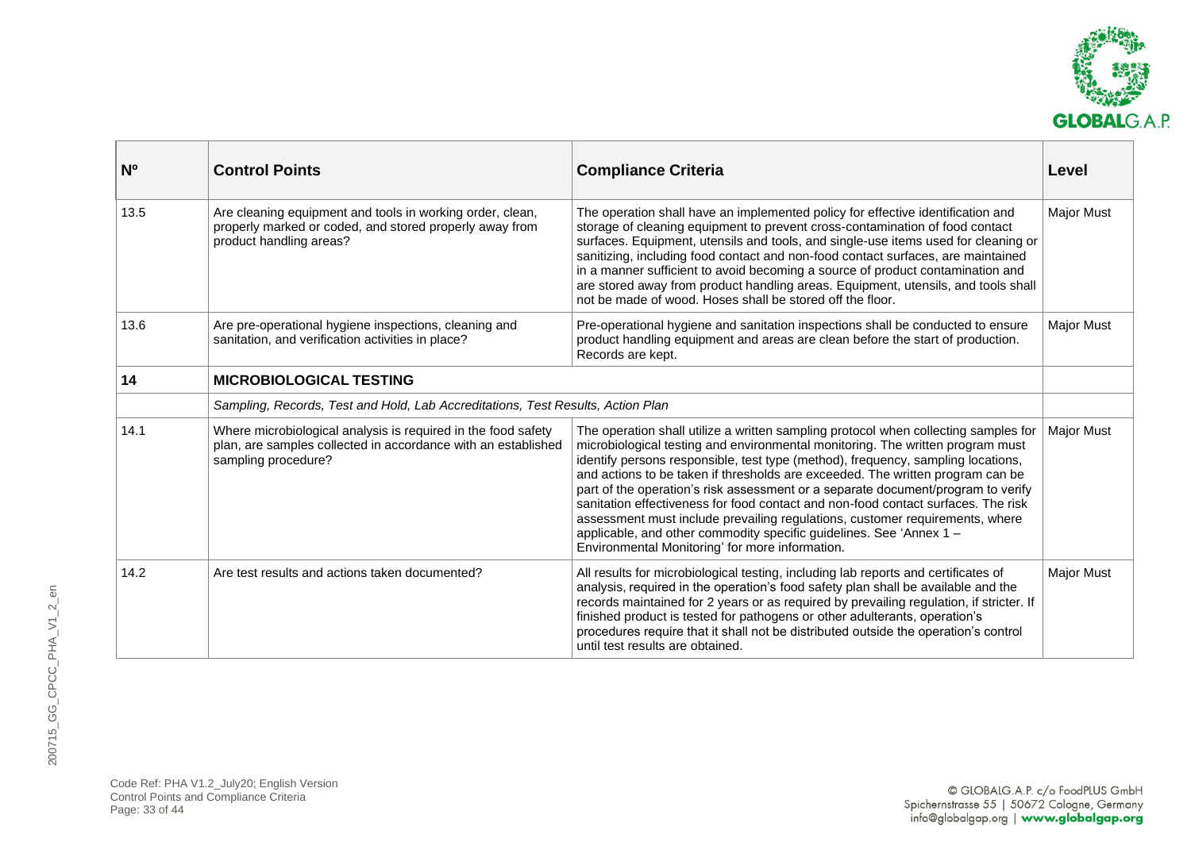| Nº | Control Points | Compliance Criteria | Level |
|---|---|---|---|
| 13.5 | Are cleaning equipment and tools in working order, clean, properly marked or coded, and stored properly away from product handling areas? | The operation shall have an implemented policy for effective identification and storage of cleaning equipment to prevent cross-contamination of food contact surfaces. Equipment, utensils and tools, and single-use items used for cleaning or sanitizing, including food contact and non-food contact surfaces, are maintained in a manner sufficient to avoid becoming a source of product contamination and are stored away from product handling areas. Equipment, utensils, and tools shall not be made of wood. Hoses shall be stored off the floor. | Major Must |
| 13.6 | Are pre-operational hygiene inspections, cleaning and sanitation, and verification activities in place? | Pre-operational hygiene and sanitation inspections shall be conducted to ensure product handling equipment and areas are clean before the start of production. Records are kept. | Major Must |
| **14** | **MICROBIOLOGICAL TESTING** | | |
| | *Sampling, Records, Test and Hold, Lab Accreditations, Test Results, Action Plan* | | |
| 14.1 | Where microbiological analysis is required in the food safety plan, are samples collected in accordance with an established sampling procedure? | The operation shall utilize a written sampling protocol when collecting samples for microbiological testing and environmental monitoring. The written program must identify persons responsible, test type (method), frequency, sampling locations, and actions to be taken if thresholds are exceeded. The written program can be part of the operation's risk assessment or a separate document/program to verify sanitation effectiveness for food contact and non-food contact surfaces. The risk assessment must include prevailing regulations, customer requirements, where applicable, and other commodity specific guidelines. See 'Annex 1 – Environmental Monitoring' for more information. | Major Must |
| 14.2 | Are test results and actions taken documented? | All results for microbiological testing, including lab reports and certificates of analysis, required in the operation's food safety plan shall be available and the records maintained for 2 years or as required by prevailing regulation, if stricter. If finished product is tested for pathogens or other adulterants, operation's procedures require that it shall not be distributed outside the operation's control until test results are obtained. | Major Must |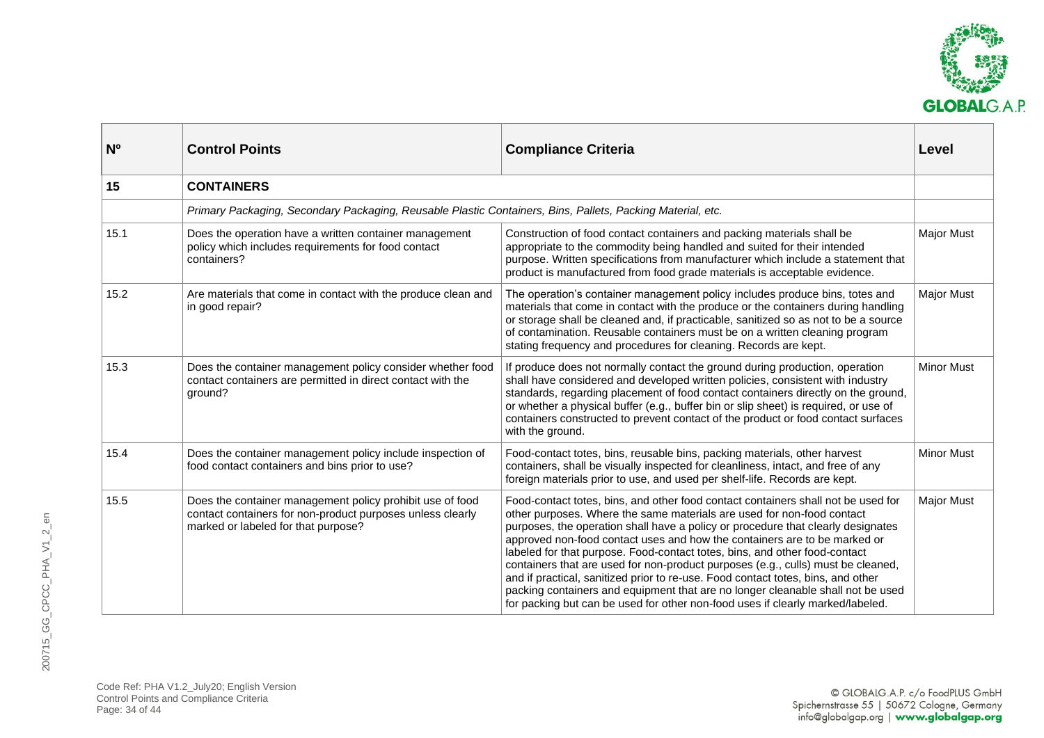| Nº | Control Points | Compliance Criteria | Level |
|---|---|---|---|
| **15** | **CONTAINERS** | | |
| | *Primary Packaging, Secondary Packaging, Reusable Plastic Containers, Bins, Pallets, Packing Material, etc.* | | |
| 15.1 | Does the operation have a written container management policy which includes requirements for food contact containers? | Construction of food contact containers and packing materials shall be appropriate to the commodity being handled and suited for their intended purpose. Written specifications from manufacturer which include a statement that product is manufactured from food grade materials is acceptable evidence. | Major Must |
| 15.2 | Are materials that come in contact with the produce clean and in good repair? | The operation's container management policy includes produce bins, totes and materials that come in contact with the produce or the containers during handling or storage shall be cleaned and, if practicable, sanitized so as not to be a source of contamination. Reusable containers must be on a written cleaning program stating frequency and procedures for cleaning. Records are kept. | Major Must |
| 15.3 | Does the container management policy consider whether food contact containers are permitted in direct contact with the ground? | If produce does not normally contact the ground during production, operation shall have considered and developed written policies, consistent with industry standards, regarding placement of food contact containers directly on the ground, or whether a physical buffer (e.g., buffer bin or slip sheet) is required, or use of containers constructed to prevent contact of the product or food contact surfaces with the ground. | Minor Must |
| 15.4 | Does the container management policy include inspection of food contact containers and bins prior to use? | Food-contact totes, bins, reusable bins, packing materials, other harvest containers, shall be visually inspected for cleanliness, intact, and free of any foreign materials prior to use, and used per shelf-life. Records are kept. | Minor Must |
| 15.5 | Does the container management policy prohibit use of food contact containers for non-product purposes unless clearly marked or labeled for that purpose? | Food-contact totes, bins, and other food contact containers shall not be used for other purposes. Where the same materials are used for non-food contact purposes, the operation shall have a policy or procedure that clearly designates approved non-food contact uses and how the containers are to be marked or labeled for that purpose. Food-contact totes, bins, and other food-contact containers that are used for non-product purposes (e.g., culls) must be cleaned, and if practical, sanitized prior to re-use. Food contact totes, bins, and other packing containers and equipment that are no longer cleanable shall not be used for packing but can be used for other non-food uses if clearly marked/labeled. | Major Must |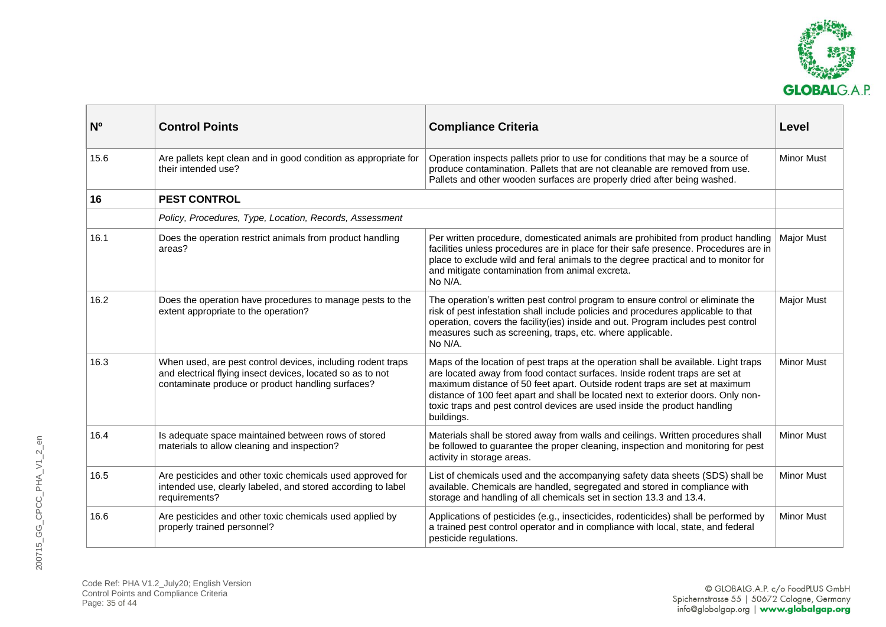| Nº | Control Points | Compliance Criteria | Level |
|---|---|---|---|
| 15.6 | Are pallets kept clean and in good condition as appropriate for their intended use? | Operation inspects pallets prior to use for conditions that may be a source of produce contamination. Pallets that are not cleanable are removed from use. Pallets and other wooden surfaces are properly dried after being washed. | Minor Must |
| **16** | **PEST CONTROL** | | |
| | *Policy, Procedures, Type, Location, Records, Assessment* | | |
| 16.1 | Does the operation restrict animals from product handling areas? | Per written procedure, domesticated animals are prohibited from product handling facilities unless procedures are in place for their safe presence. Procedures are in place to exclude wild and feral animals to the degree practical and to monitor for and mitigate contamination from animal excreta.<br>No N/A. | Major Must |
| 16.2 | Does the operation have procedures to manage pests to the extent appropriate to the operation? | The operation's written pest control program to ensure control or eliminate the risk of pest infestation shall include policies and procedures applicable to that operation, covers the facility(ies) inside and out. Program includes pest control measures such as screening, traps, etc. where applicable.<br>No N/A. | Major Must |
| 16.3 | When used, are pest control devices, including rodent traps and electrical flying insect devices, located so as to not contaminate produce or product handling surfaces? | Maps of the location of pest traps at the operation shall be available. Light traps are located away from food contact surfaces. Inside rodent traps are set at maximum distance of 50 feet apart. Outside rodent traps are set at maximum distance of 100 feet apart and shall be located next to exterior doors. Only non-toxic traps and pest control devices are used inside the product handling buildings. | Minor Must |
| 16.4 | Is adequate space maintained between rows of stored materials to allow cleaning and inspection? | Materials shall be stored away from walls and ceilings. Written procedures shall be followed to guarantee the proper cleaning, inspection and monitoring for pest activity in storage areas. | Minor Must |
| 16.5 | Are pesticides and other toxic chemicals used approved for intended use, clearly labeled, and stored according to label requirements? | List of chemicals used and the accompanying safety data sheets (SDS) shall be available. Chemicals are handled, segregated and stored in compliance with storage and handling of all chemicals set in section 13.3 and 13.4. | Minor Must |
| 16.6 | Are pesticides and other toxic chemicals used applied by properly trained personnel? | Applications of pesticides (e.g., insecticides, rodenticides) shall be performed by a trained pest control operator and in compliance with local, state, and federal pesticide regulations. | Minor Must |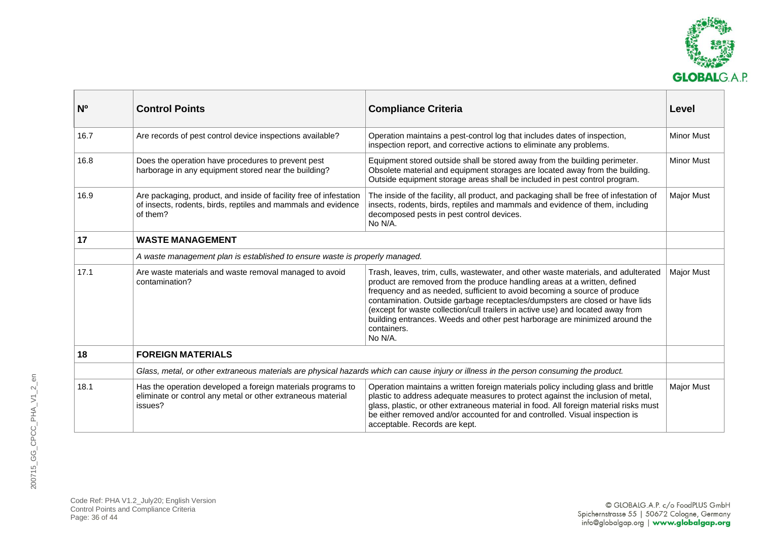| Nº | Control Points | Compliance Criteria | Level |
|---|---|---|---|
| 16.7 | Are records of pest control device inspections available? | Operation maintains a pest-control log that includes dates of inspection, inspection report, and corrective actions to eliminate any problems. | Minor Must |
| 16.8 | Does the operation have procedures to prevent pest harborage in any equipment stored near the building? | Equipment stored outside shall be stored away from the building perimeter. Obsolete material and equipment storages are located away from the building. Outside equipment storage areas shall be included in pest control program. | Minor Must |
| 16.9 | Are packaging, product, and inside of facility free of infestation of insects, rodents, birds, reptiles and mammals and evidence of them? | The inside of the facility, all product, and packaging shall be free of infestation of insects, rodents, birds, reptiles and mammals and evidence of them, including decomposed pests in pest control devices.<br>No N/A. | Major Must |
| **17** | **WASTE MANAGEMENT** | | |
| | *A waste management plan is established to ensure waste is properly managed.* | | |
| 17.1 | Are waste materials and waste removal managed to avoid contamination? | Trash, leaves, trim, culls, wastewater, and other waste materials, and adulterated product are removed from the produce handling areas at a written, defined frequency and as needed, sufficient to avoid becoming a source of produce contamination. Outside garbage receptacles/dumpsters are closed or have lids (except for waste collection/cull trailers in active use) and located away from building entrances. Weeds and other pest harborage are minimized around the containers.<br>No N/A. | Major Must |
| **18** | **FOREIGN MATERIALS** | | |
| | *Glass, metal, or other extraneous materials are physical hazards which can cause injury or illness in the person consuming the product.* | | |
| 18.1 | Has the operation developed a foreign materials programs to eliminate or control any metal or other extraneous material issues? | Operation maintains a written foreign materials policy including glass and brittle plastic to address adequate measures to protect against the inclusion of metal, glass, plastic, or other extraneous material in food. All foreign material risks must be either removed and/or accounted for and controlled. Visual inspection is acceptable. Records are kept. | Major Must |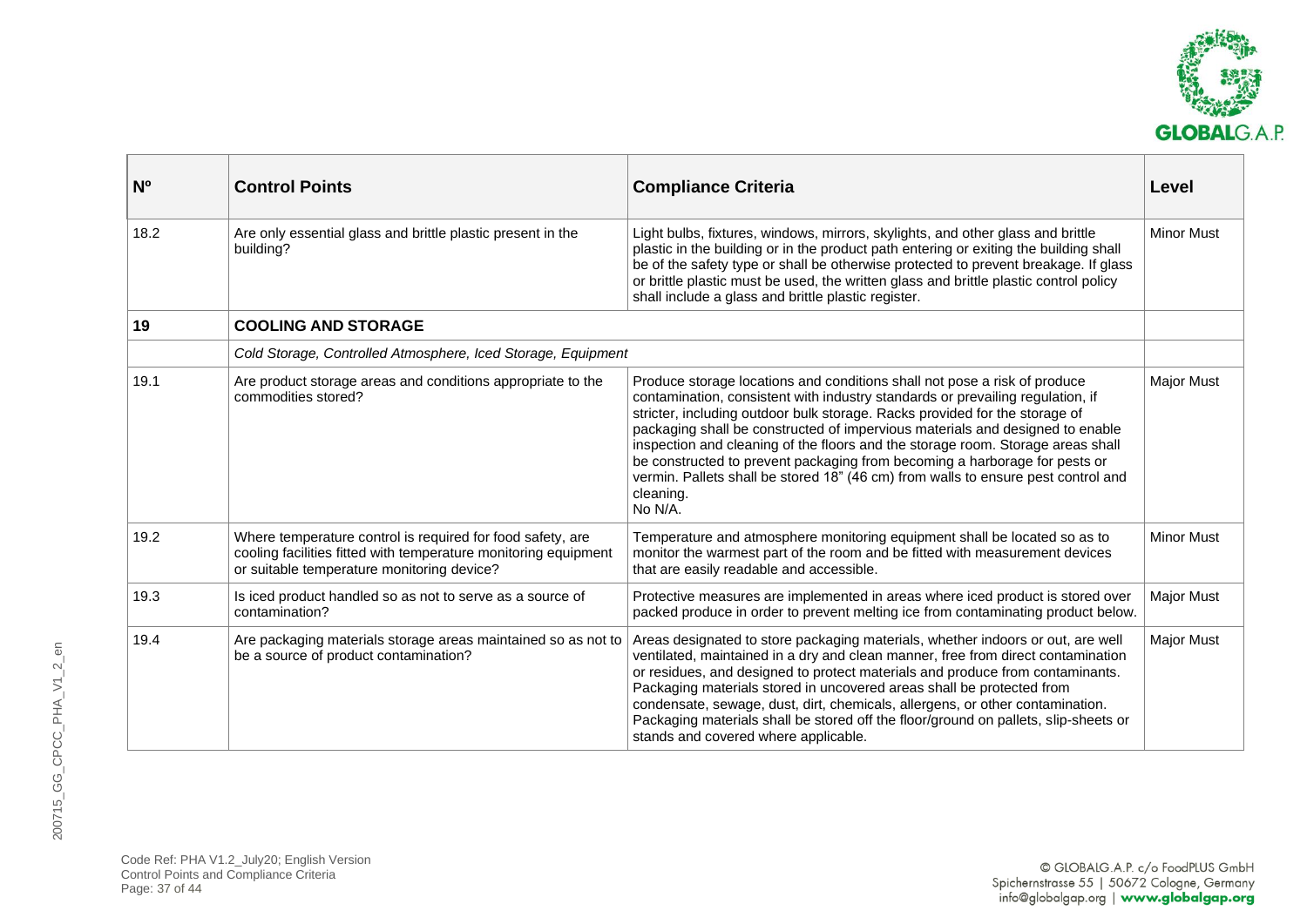| Nº | Control Points | Compliance Criteria | Level |
|---|---|---|---|
| 18.2 | Are only essential glass and brittle plastic present in the building? | Light bulbs, fixtures, windows, mirrors, skylights, and other glass and brittle plastic in the building or in the product path entering or exiting the building shall be of the safety type or shall be otherwise protected to prevent breakage. If glass or brittle plastic must be used, the written glass and brittle plastic control policy shall include a glass and brittle plastic register. | Minor Must |
| **19** | **COOLING AND STORAGE** | | |
| | *Cold Storage, Controlled Atmosphere, Iced Storage, Equipment* | | |
| 19.1 | Are product storage areas and conditions appropriate to the commodities stored? | Produce storage locations and conditions shall not pose a risk of produce contamination, consistent with industry standards or prevailing regulation, if stricter, including outdoor bulk storage. Racks provided for the storage of packaging shall be constructed of impervious materials and designed to enable inspection and cleaning of the floors and the storage room. Storage areas shall be constructed to prevent packaging from becoming a harborage for pests or vermin. Pallets shall be stored 18" (46 cm) from walls to ensure pest control and cleaning.<br>No N/A. | Major Must |
| 19.2 | Where temperature control is required for food safety, are cooling facilities fitted with temperature monitoring equipment or suitable temperature monitoring device? | Temperature and atmosphere monitoring equipment shall be located so as to monitor the warmest part of the room and be fitted with measurement devices that are easily readable and accessible. | Minor Must |
| 19.3 | Is iced product handled so as not to serve as a source of contamination? | Protective measures are implemented in areas where iced product is stored over packed produce in order to prevent melting ice from contaminating product below. | Major Must |
| 19.4 | Are packaging materials storage areas maintained so as not to be a source of product contamination? | Areas designated to store packaging materials, whether indoors or out, are well ventilated, maintained in a dry and clean manner, free from direct contamination or residues, and designed to protect materials and produce from contaminants. Packaging materials stored in uncovered areas shall be protected from condensate, sewage, dust, dirt, chemicals, allergens, or other contamination. Packaging materials shall be stored off the floor/ground on pallets, slip-sheets or stands and covered where applicable. | Major Must |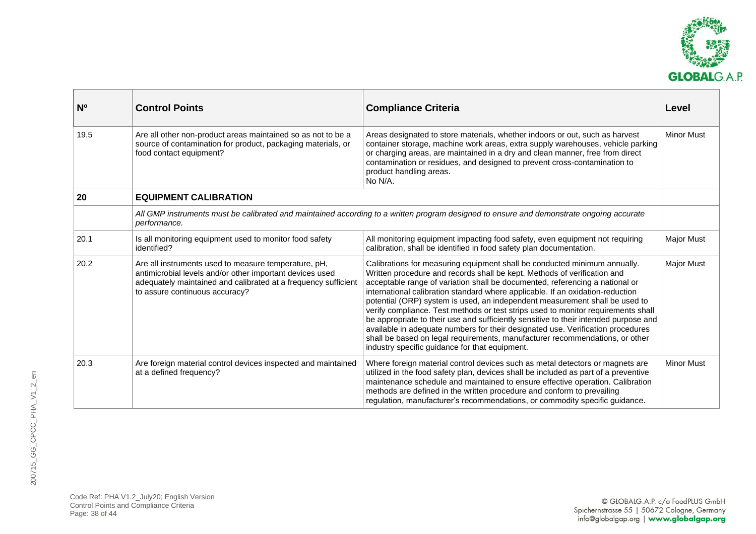| Nº | Control Points | Compliance Criteria | Level |
|---|---|---|---|
| 19.5 | Are all other non-product areas maintained so as not to be a source of contamination for product, packaging materials, or food contact equipment? | Areas designated to store materials, whether indoors or out, such as harvest container storage, machine work areas, extra supply warehouses, vehicle parking or charging areas, are maintained in a dry and clean manner, free from direct contamination or residues, and designed to prevent cross-contamination to product handling areas.<br>No N/A. | Minor Must |
| **20** | **EQUIPMENT CALIBRATION** | | |
| | *All GMP instruments must be calibrated and maintained according to a written program designed to ensure and demonstrate ongoing accurate performance.* | | |
| 20.1 | Is all monitoring equipment used to monitor food safety identified? | All monitoring equipment impacting food safety, even equipment not requiring calibration, shall be identified in food safety plan documentation. | Major Must |
| 20.2 | Are all instruments used to measure temperature, pH, antimicrobial levels and/or other important devices used adequately maintained and calibrated at a frequency sufficient to assure continuous accuracy? | Calibrations for measuring equipment shall be conducted minimum annually. Written procedure and records shall be kept. Methods of verification and acceptable range of variation shall be documented, referencing a national or international calibration standard where applicable. If an oxidation-reduction potential (ORP) system is used, an independent measurement shall be used to verify compliance. Test methods or test strips used to monitor requirements shall be appropriate to their use and sufficiently sensitive to their intended purpose and available in adequate numbers for their designated use. Verification procedures shall be based on legal requirements, manufacturer recommendations, or other industry specific guidance for that equipment. | Major Must |
| 20.3 | Are foreign material control devices inspected and maintained at a defined frequency? | Where foreign material control devices such as metal detectors or magnets are utilized in the food safety plan, devices shall be included as part of a preventive maintenance schedule and maintained to ensure effective operation. Calibration methods are defined in the written procedure and conform to prevailing regulation, manufacturer's recommendations, or commodity specific guidance. | Minor Must |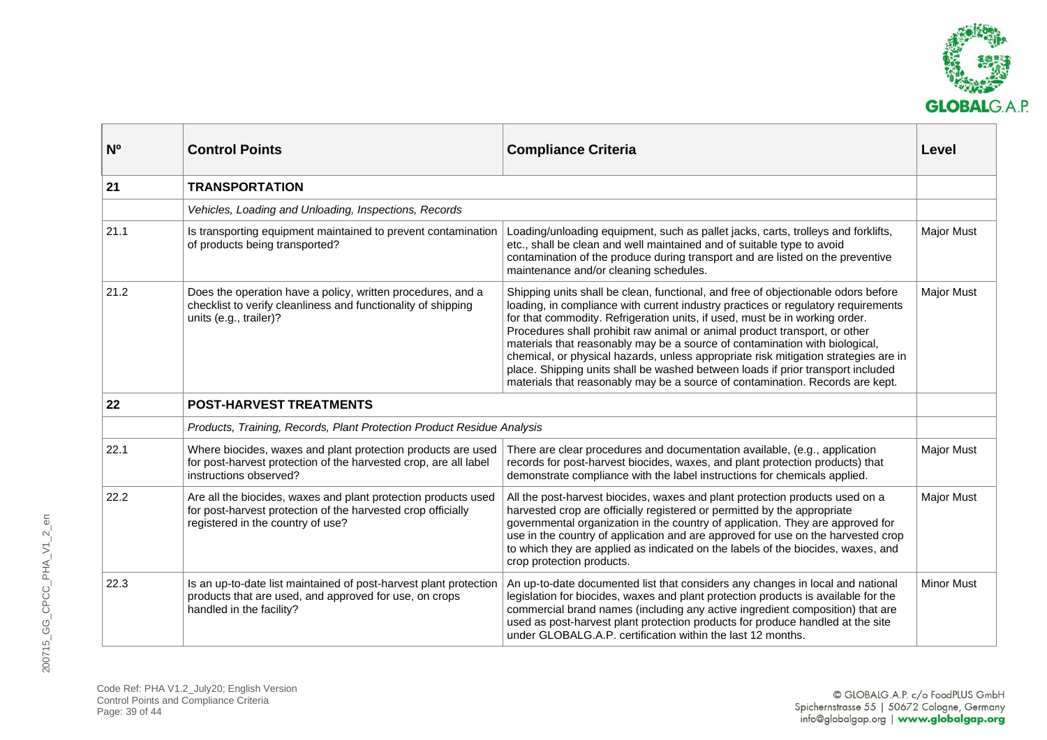| Nº | Control Points | Compliance Criteria | Level |
|---|---|---|---|
| **21** | **TRANSPORTATION** | | |
| | *Vehicles, Loading and Unloading, Inspections, Records* | | |
| 21.1 | Is transporting equipment maintained to prevent contamination of products being transported? | Loading/unloading equipment, such as pallet jacks, carts, trolleys and forklifts, etc., shall be clean and well maintained and of suitable type to avoid contamination of the produce during transport and are listed on the preventive maintenance and/or cleaning schedules. | Major Must |
| 21.2 | Does the operation have a policy, written procedures, and a checklist to verify cleanliness and functionality of shipping units (e.g., trailer)? | Shipping units shall be clean, functional, and free of objectionable odors before loading, in compliance with current industry practices or regulatory requirements for that commodity. Refrigeration units, if used, must be in working order. Procedures shall prohibit raw animal or animal product transport, or other materials that reasonably may be a source of contamination with biological, chemical, or physical hazards, unless appropriate risk mitigation strategies are in place. Shipping units shall be washed between loads if prior transport included materials that reasonably may be a source of contamination. Records are kept. | Major Must |
| **22** | **POST-HARVEST TREATMENTS** | | |
| | *Products, Training, Records, Plant Protection Product Residue Analysis* | | |
| 22.1 | Where biocides, waxes and plant protection products are used for post-harvest protection of the harvested crop, are all label instructions observed? | There are clear procedures and documentation available, (e.g., application records for post-harvest biocides, waxes, and plant protection products) that demonstrate compliance with the label instructions for chemicals applied. | Major Must |
| 22.2 | Are all the biocides, waxes and plant protection products used for post-harvest protection of the harvested crop officially registered in the country of use? | All the post-harvest biocides, waxes and plant protection products used on a harvested crop are officially registered or permitted by the appropriate governmental organization in the country of application. They are approved for use in the country of application and are approved for use on the harvested crop to which they are applied as indicated on the labels of the biocides, waxes, and crop protection products. | Major Must |
| 22.3 | Is an up-to-date list maintained of post-harvest plant protection products that are used, and approved for use, on crops handled in the facility? | An up-to-date documented list that considers any changes in local and national legislation for biocides, waxes and plant protection products is available for the commercial brand names (including any active ingredient composition) that are used as post-harvest plant protection products for produce handled at the site under GLOBALG.A.P. certification within the last 12 months. | Minor Must |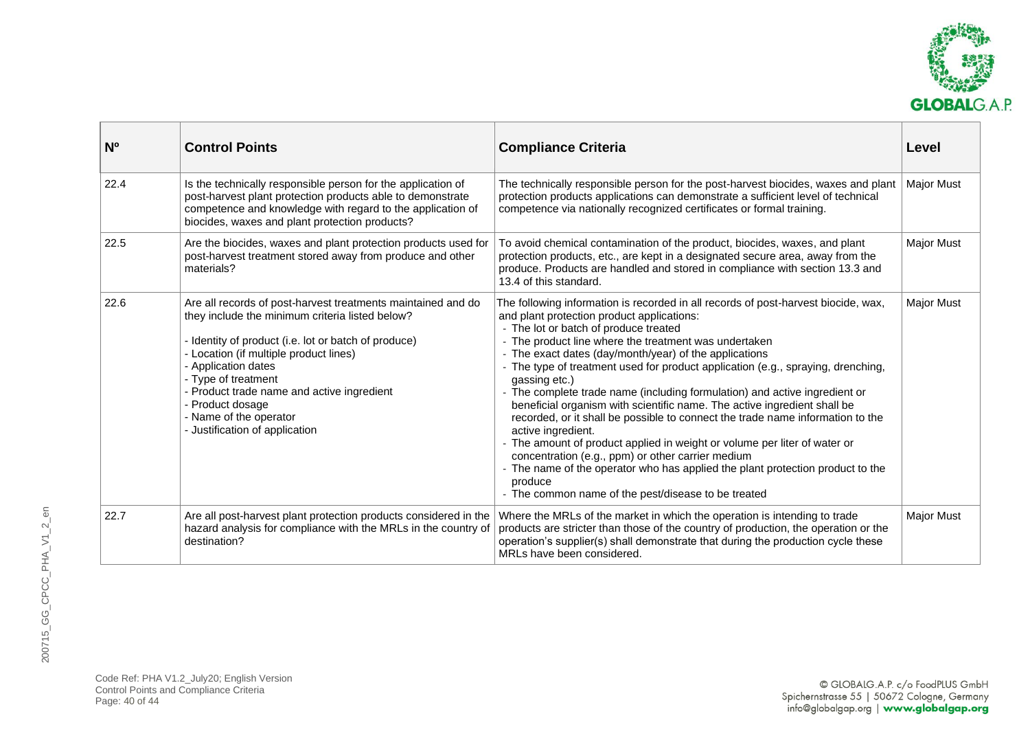| Nº | Control Points | Compliance Criteria | Level |
|---|---|---|---|
| 22.4 | Is the technically responsible person for the application of post-harvest plant protection products able to demonstrate competence and knowledge with regard to the application of biocides, waxes and plant protection products? | The technically responsible person for the post-harvest biocides, waxes and plant protection products applications can demonstrate a sufficient level of technical competence via nationally recognized certificates or formal training. | Major Must |
| 22.5 | Are the biocides, waxes and plant protection products used for post-harvest treatment stored away from produce and other materials? | To avoid chemical contamination of the product, biocides, waxes, and plant protection products, etc., are kept in a designated secure area, away from the produce. Products are handled and stored in compliance with section 13.3 and 13.4 of this standard. | Major Must |
| 22.6 | Are all records of post-harvest treatments maintained and do they include the minimum criteria listed below?<br><br>- Identity of product (i.e. lot or batch of produce)<br>- Location (if multiple product lines)<br>- Application dates<br>- Type of treatment<br>- Product trade name and active ingredient<br>- Product dosage<br>- Name of the operator<br>- Justification of application | The following information is recorded in all records of post-harvest biocide, wax, and plant protection product applications:<br>- The lot or batch of produce treated<br>- The product line where the treatment was undertaken<br>- The exact dates (day/month/year) of the applications<br>- The type of treatment used for product application (e.g., spraying, drenching, gassing etc.)<br>- The complete trade name (including formulation) and active ingredient or beneficial organism with scientific name. The active ingredient shall be recorded, or it shall be possible to connect the trade name information to the active ingredient.<br>- The amount of product applied in weight or volume per liter of water or concentration (e.g., ppm) or other carrier medium<br>- The name of the operator who has applied the plant protection product to the produce<br>- The common name of the pest/disease to be treated | Major Must |
| 22.7 | Are all post-harvest plant protection products considered in the hazard analysis for compliance with the MRLs in the country of destination? | Where the MRLs of the market in which the operation is intending to trade products are stricter than those of the country of production, the operation or the operation's supplier(s) shall demonstrate that during the production cycle these MRLs have been considered. | Major Must |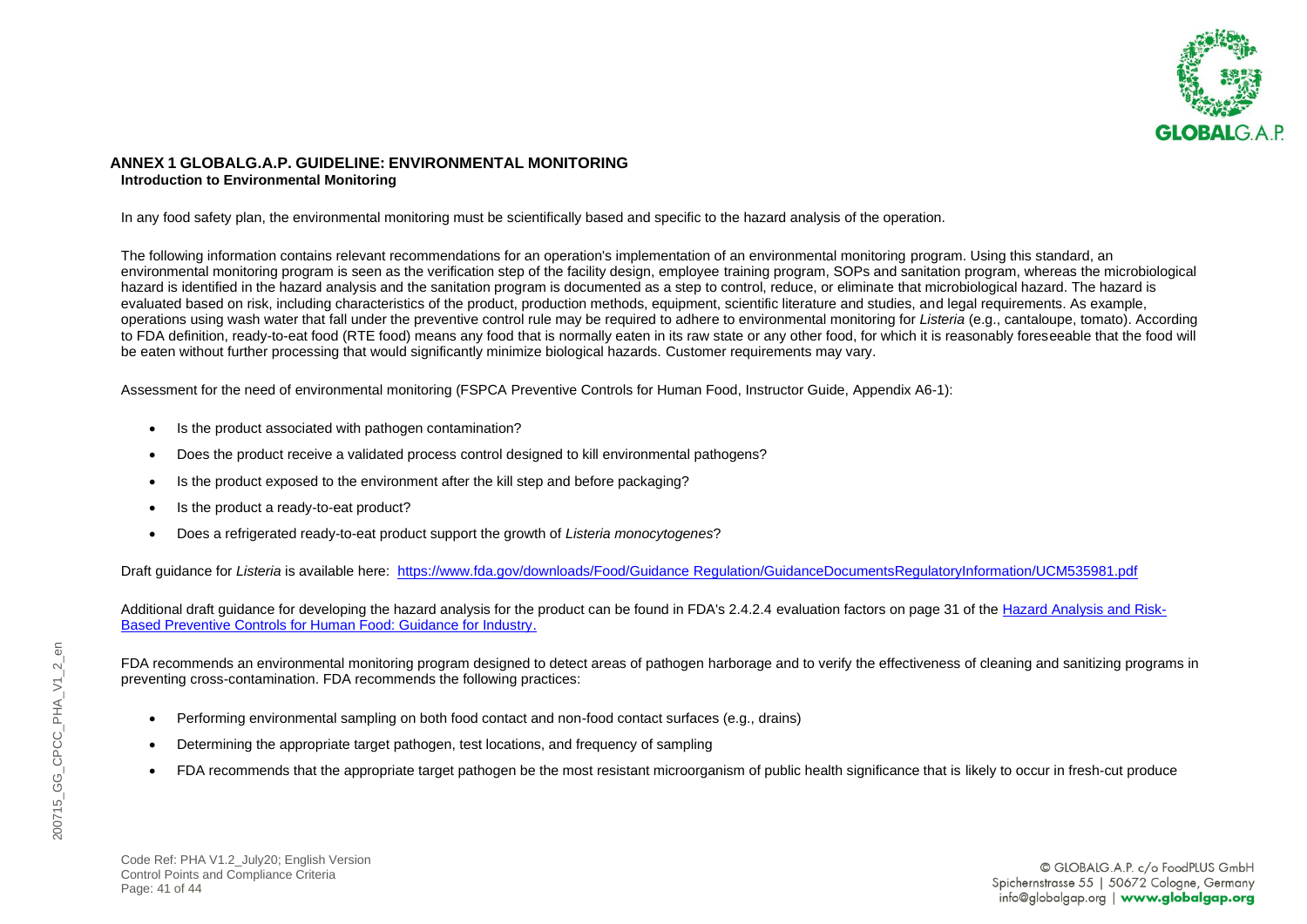# ANNEX 1 GLOBALG.A.P. GUIDELINE: ENVIRONMENTAL MONITORING

## Introduction to Environmental Monitoring

In any food safety plan, the environmental monitoring must be scientifically based and specific to the hazard analysis of the operation.

The following information contains relevant recommendations for an operation's implementation of an environmental monitoring program. Using this standard, an environmental monitoring program is seen as the verification step of the facility design, employee training program, SOPs and sanitation program, whereas the microbiological hazard is identified in the hazard analysis and the sanitation program is documented as a step to control, reduce, or eliminate that microbiological hazard. The hazard is evaluated based on risk, including characteristics of the product, production methods, equipment, scientific literature and studies, and legal requirements. As example, operations using wash water that fall under the preventive control rule may be required to adhere to environmental monitoring for *Listeria* (e.g., cantaloupe, tomato). According to FDA definition, ready-to-eat food (RTE food) means any food that is normally eaten in its raw state or any other food, for which it is reasonably foreseeable that the food will be eaten without further processing that would significantly minimize biological hazards. Customer requirements may vary.

Assessment for the need of environmental monitoring (FSPCA Preventive Controls for Human Food, Instructor Guide, Appendix A6-1):

- Is the product associated with pathogen contamination?
- Does the product receive a validated process control designed to kill environmental pathogens?
- Is the product exposed to the environment after the kill step and before packaging?
- Is the product a ready-to-eat product?
- Does a refrigerated ready-to-eat product support the growth of *Listeria monocytogenes*?

Draft guidance for *Listeria* is available here: https://www.fda.gov/downloads/Food/Guidance Regulation/GuidanceDocumentsRegulatoryInformation/UCM535981.pdf

Additional draft guidance for developing the hazard analysis for the product can be found in FDA's 2.4.2.4 evaluation factors on page 31 of the Hazard Analysis and Risk-Based Preventive Controls for Human Food: Guidance for Industry.

FDA recommends an environmental monitoring program designed to detect areas of pathogen harborage and to verify the effectiveness of cleaning and sanitizing programs in preventing cross-contamination. FDA recommends the following practices:

- Performing environmental sampling on both food contact and non-food contact surfaces (e.g., drains)
- Determining the appropriate target pathogen, test locations, and frequency of sampling
- FDA recommends that the appropriate target pathogen be the most resistant microorganism of public health significance that is likely to occur in fresh-cut produce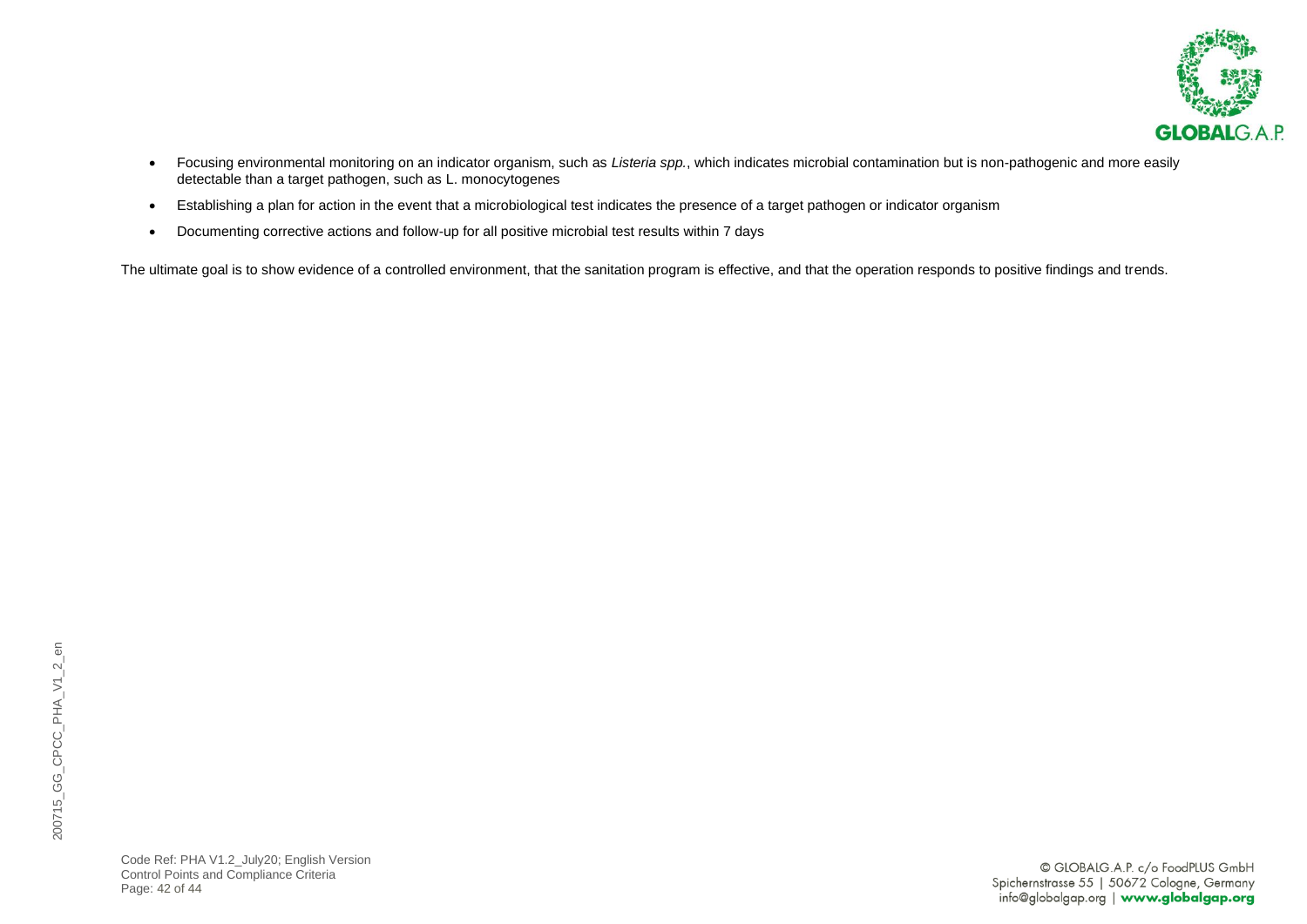- Focusing environmental monitoring on an indicator organism, such as *Listeria spp.*, which indicates microbial contamination but is non-pathogenic and more easily detectable than a target pathogen, such as L. monocytogenes
- Establishing a plan for action in the event that a microbiological test indicates the presence of a target pathogen or indicator organism
- Documenting corrective actions and follow-up for all positive microbial test results within 7 days

The ultimate goal is to show evidence of a controlled environment, that the sanitation program is effective, and that the operation responds to positive findings and trends.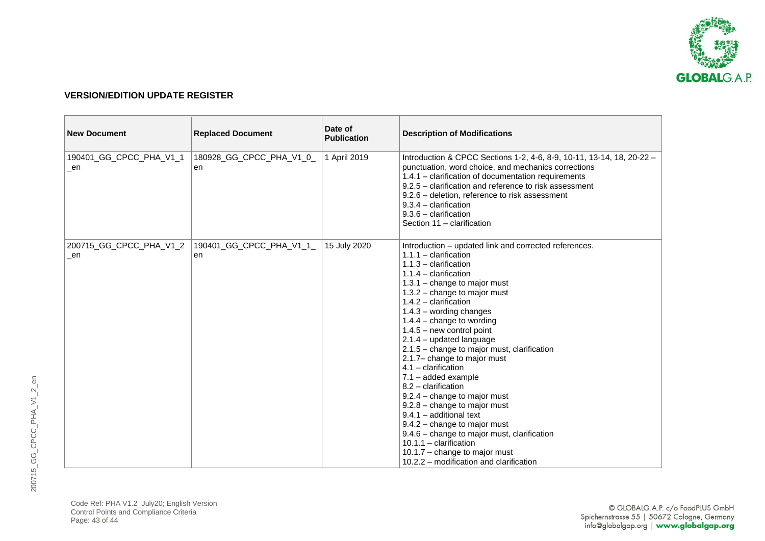**VERSION/EDITION UPDATE REGISTER**

| New Document | Replaced Document | Date of Publication | Description of Modifications |
|---|---|---|---|
| 190401_GG_CPCC_PHA_V1_1_en | 180928_GG_CPCC_PHA_V1_0_en | 1 April 2019 | Introduction & CPCC Sections 1-2, 4-6, 8-9, 10-11, 13-14, 18, 20-22 – punctuation, word choice, and mechanics corrections<br>1.4.1 – clarification of documentation requirements<br>9.2.5 – clarification and reference to risk assessment<br>9.2.6 – deletion, reference to risk assessment<br>9.3.4 – clarification<br>9.3.6 – clarification<br>Section 11 – clarification |
| 200715_GG_CPCC_PHA_V1_2_en | 190401_GG_CPCC_PHA_V1_1_en | 15 July 2020 | Introduction – updated link and corrected references.<br>1.1.1 – clarification<br>1.1.3 – clarification<br>1.1.4 – clarification<br>1.3.1 – change to major must<br>1.3.2 – change to major must<br>1.4.2 – clarification<br>1.4.3 – wording changes<br>1.4.4 – change to wording<br>1.4.5 – new control point<br>2.1.4 – updated language<br>2.1.5 – change to major must, clarification<br>2.1.7– change to major must<br>4.1 – clarification<br>7.1 – added example<br>8.2 – clarification<br>9.2.4 – change to major must<br>9.2.8 – change to major must<br>9.4.1 – additional text<br>9.4.2 – change to major must<br>9.4.6 – change to major must, clarification<br>10.1.1 – clarification<br>10.1.7 – change to major must<br>10.2.2 – modification and clarification |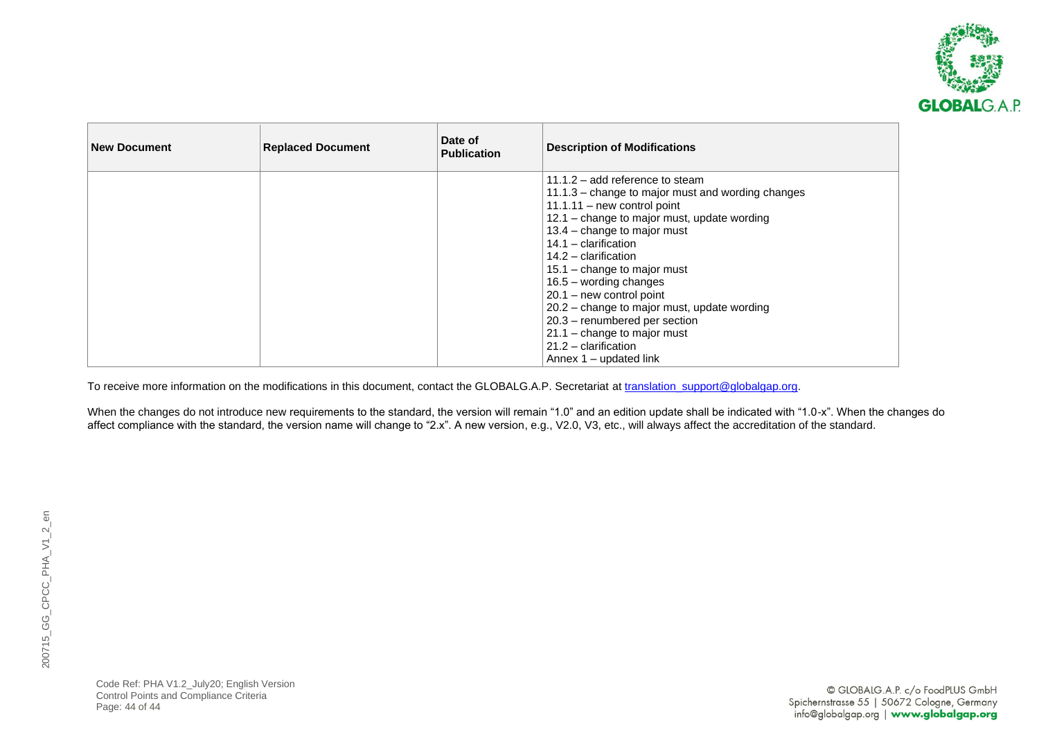| New Document | Replaced Document | Date of Publication | Description of Modifications |
|---|---|---|---|
| | | | 11.1.2 – add reference to steam<br>11.1.3 – change to major must and wording changes<br>11.1.11 – new control point<br>12.1 – change to major must, update wording<br>13.4 – change to major must<br>14.1 – clarification<br>14.2 – clarification<br>15.1 – change to major must<br>16.5 – wording changes<br>20.1 – new control point<br>20.2 – change to major must, update wording<br>20.3 – renumbered per section<br>21.1 – change to major must<br>21.2 – clarification<br>Annex 1 – updated link |

To receive more information on the modifications in this document, contact the GLOBALG.A.P. Secretariat at translation_support@globalgap.org.

When the changes do not introduce new requirements to the standard, the version will remain "1.0" and an edition update shall be indicated with "1.0-x". When the changes do affect compliance with the standard, the version name will change to "2.x". A new version, e.g., V2.0, V3, etc., will always affect the accreditation of the standard.